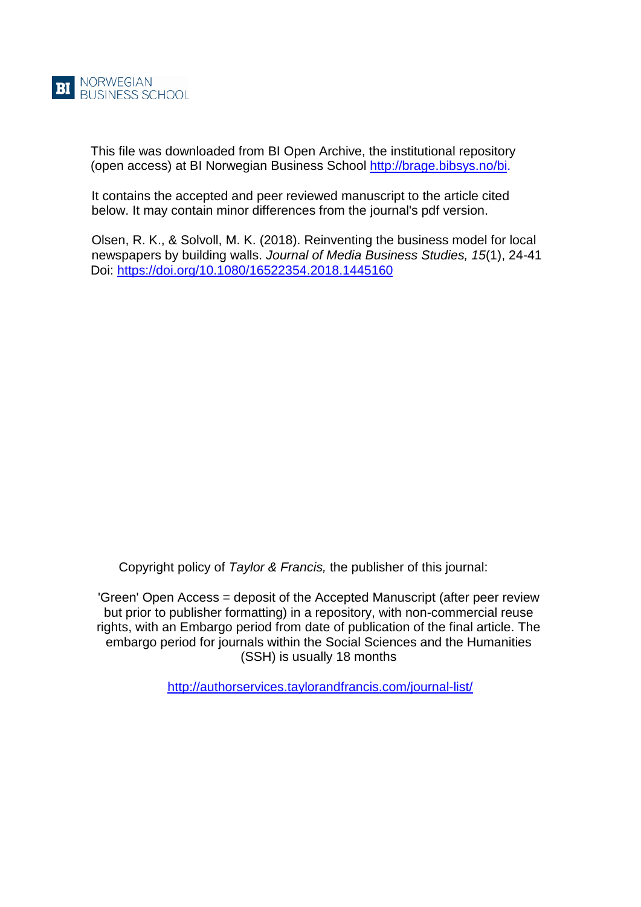NORWEGIAN BUSINESS SCHOOL

This file was downloaded from BI Open Archive, the institutional repository (open access) at BI Norwegian Business School http://brage.bibsys.no/bi.

It contains the accepted and peer reviewed manuscript to the article cited below. It may contain minor differences from the journal's pdf version.

Olsen, R. K., & Solvoll, M. K. (2018). Reinventing the business model for local newspapers by building walls. *Journal of Media Business Studies, 15*(1), 24-41
Doi: https://doi.org/10.1080/16522354.2018.1445160

Copyright policy of *Taylor & Francis,* the publisher of this journal:

'Green' Open Access = deposit of the Accepted Manuscript (after peer review but prior to publisher formatting) in a repository, with non-commercial reuse rights, with an Embargo period from date of publication of the final article. The embargo period for journals within the Social Sciences and the Humanities (SSH) is usually 18 months

http://authorservices.taylorandfrancis.com/journal-list/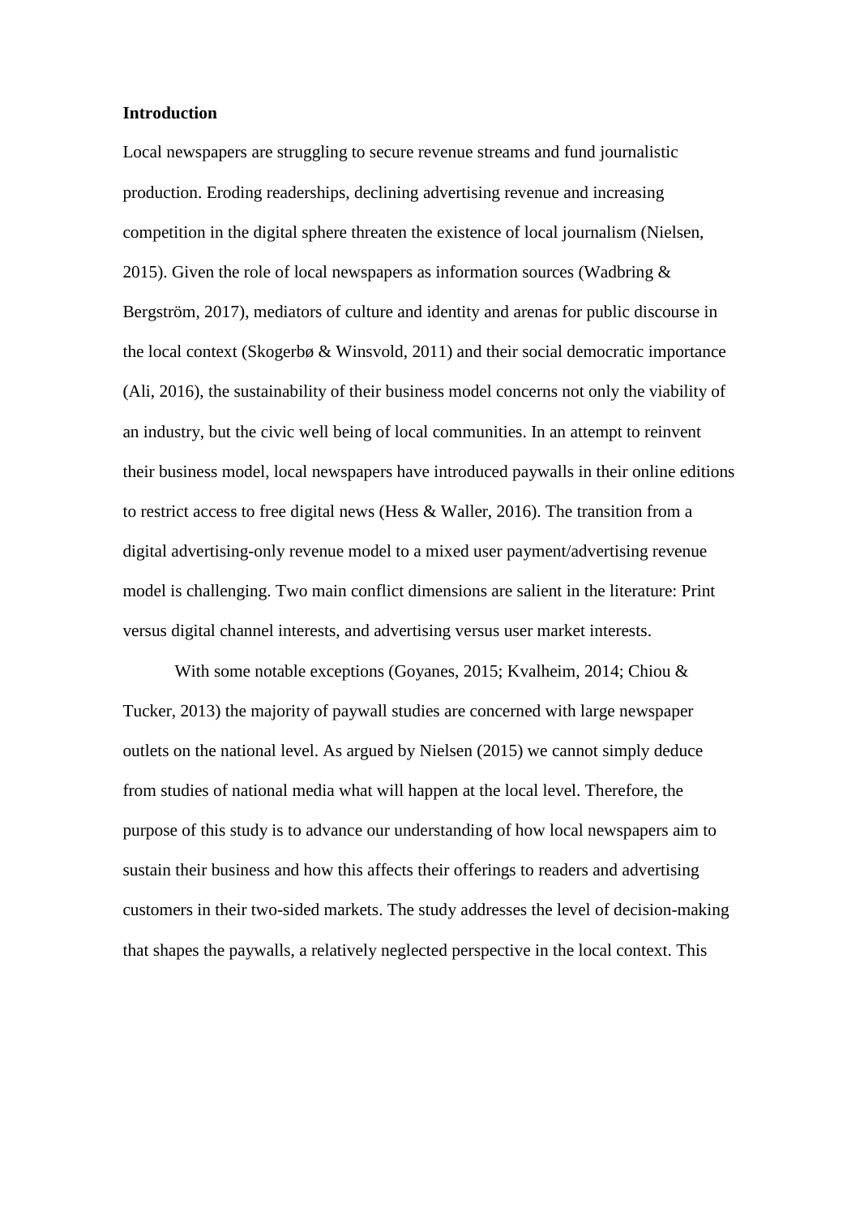**Introduction**

Local newspapers are struggling to secure revenue streams and fund journalistic production. Eroding readerships, declining advertising revenue and increasing competition in the digital sphere threaten the existence of local journalism (Nielsen, 2015). Given the role of local newspapers as information sources (Wadbring & Bergström, 2017), mediators of culture and identity and arenas for public discourse in the local context (Skogerbø & Winsvold, 2011) and their social democratic importance (Ali, 2016), the sustainability of their business model concerns not only the viability of an industry, but the civic well being of local communities. In an attempt to reinvent their business model, local newspapers have introduced paywalls in their online editions to restrict access to free digital news (Hess & Waller, 2016). The transition from a digital advertising-only revenue model to a mixed user payment/advertising revenue model is challenging. Two main conflict dimensions are salient in the literature: Print versus digital channel interests, and advertising versus user market interests.

With some notable exceptions (Goyanes, 2015; Kvalheim, 2014; Chiou & Tucker, 2013) the majority of paywall studies are concerned with large newspaper outlets on the national level. As argued by Nielsen (2015) we cannot simply deduce from studies of national media what will happen at the local level. Therefore, the purpose of this study is to advance our understanding of how local newspapers aim to sustain their business and how this affects their offerings to readers and advertising customers in their two-sided markets. The study addresses the level of decision-making that shapes the paywalls, a relatively neglected perspective in the local context. This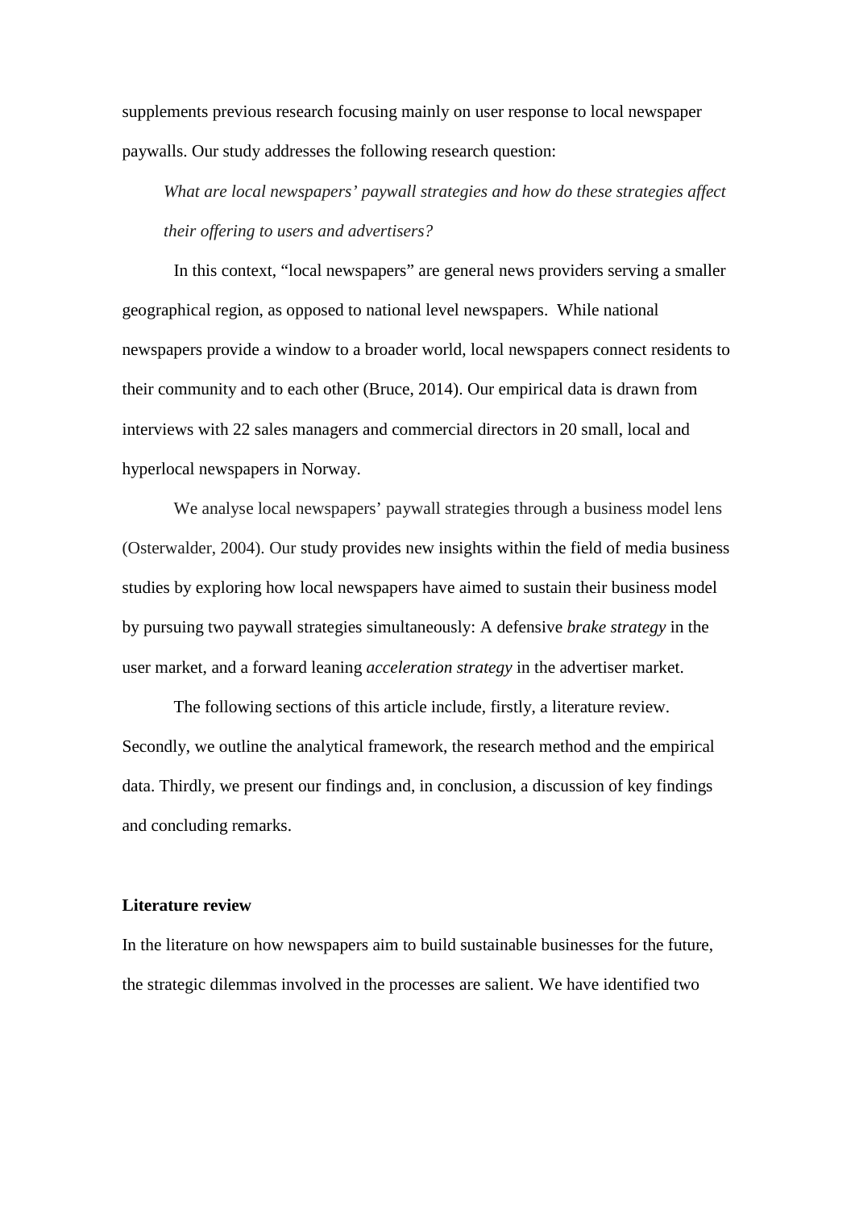supplements previous research focusing mainly on user response to local newspaper paywalls. Our study addresses the following research question:

> *What are local newspapers' paywall strategies and how do these strategies affect their offering to users and advertisers?*

In this context, "local newspapers" are general news providers serving a smaller geographical region, as opposed to national level newspapers. While national newspapers provide a window to a broader world, local newspapers connect residents to their community and to each other (Bruce, 2014). Our empirical data is drawn from interviews with 22 sales managers and commercial directors in 20 small, local and hyperlocal newspapers in Norway.

We analyse local newspapers' paywall strategies through a business model lens (Osterwalder, 2004). Our study provides new insights within the field of media business studies by exploring how local newspapers have aimed to sustain their business model by pursuing two paywall strategies simultaneously: A defensive *brake strategy* in the user market, and a forward leaning *acceleration strategy* in the advertiser market.

The following sections of this article include, firstly, a literature review. Secondly, we outline the analytical framework, the research method and the empirical data. Thirdly, we present our findings and, in conclusion, a discussion of key findings and concluding remarks.

## Literature review

In the literature on how newspapers aim to build sustainable businesses for the future, the strategic dilemmas involved in the processes are salient. We have identified two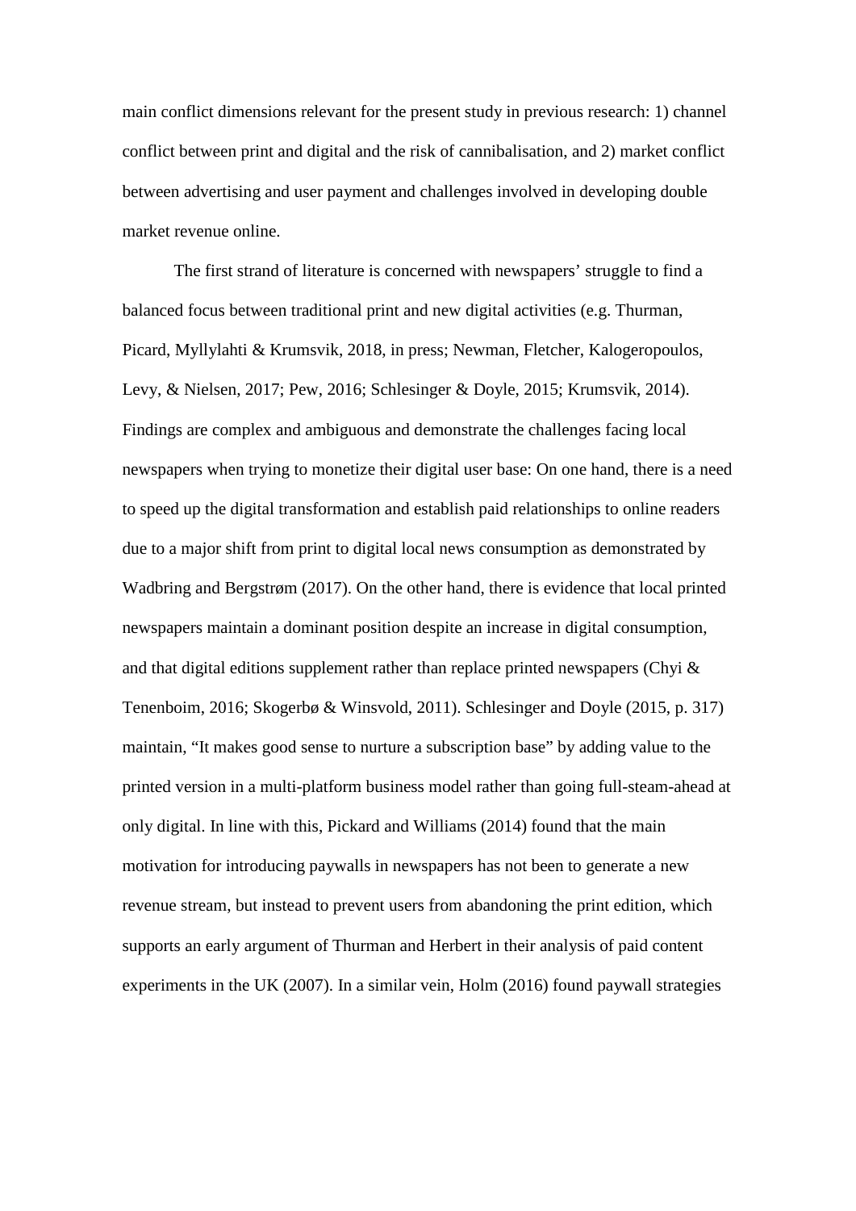main conflict dimensions relevant for the present study in previous research: 1) channel conflict between print and digital and the risk of cannibalisation, and 2) market conflict between advertising and user payment and challenges involved in developing double market revenue online.

The first strand of literature is concerned with newspapers' struggle to find a balanced focus between traditional print and new digital activities (e.g. Thurman, Picard, Myllylahti & Krumsvik, 2018, in press; Newman, Fletcher, Kalogeropoulos, Levy, & Nielsen, 2017; Pew, 2016; Schlesinger & Doyle, 2015; Krumsvik, 2014). Findings are complex and ambiguous and demonstrate the challenges facing local newspapers when trying to monetize their digital user base: On one hand, there is a need to speed up the digital transformation and establish paid relationships to online readers due to a major shift from print to digital local news consumption as demonstrated by Wadbring and Bergstrøm (2017). On the other hand, there is evidence that local printed newspapers maintain a dominant position despite an increase in digital consumption, and that digital editions supplement rather than replace printed newspapers (Chyi & Tenenboim, 2016; Skogerbø & Winsvold, 2011). Schlesinger and Doyle (2015, p. 317) maintain, "It makes good sense to nurture a subscription base" by adding value to the printed version in a multi-platform business model rather than going full-steam-ahead at only digital. In line with this, Pickard and Williams (2014) found that the main motivation for introducing paywalls in newspapers has not been to generate a new revenue stream, but instead to prevent users from abandoning the print edition, which supports an early argument of Thurman and Herbert in their analysis of paid content experiments in the UK (2007). In a similar vein, Holm (2016) found paywall strategies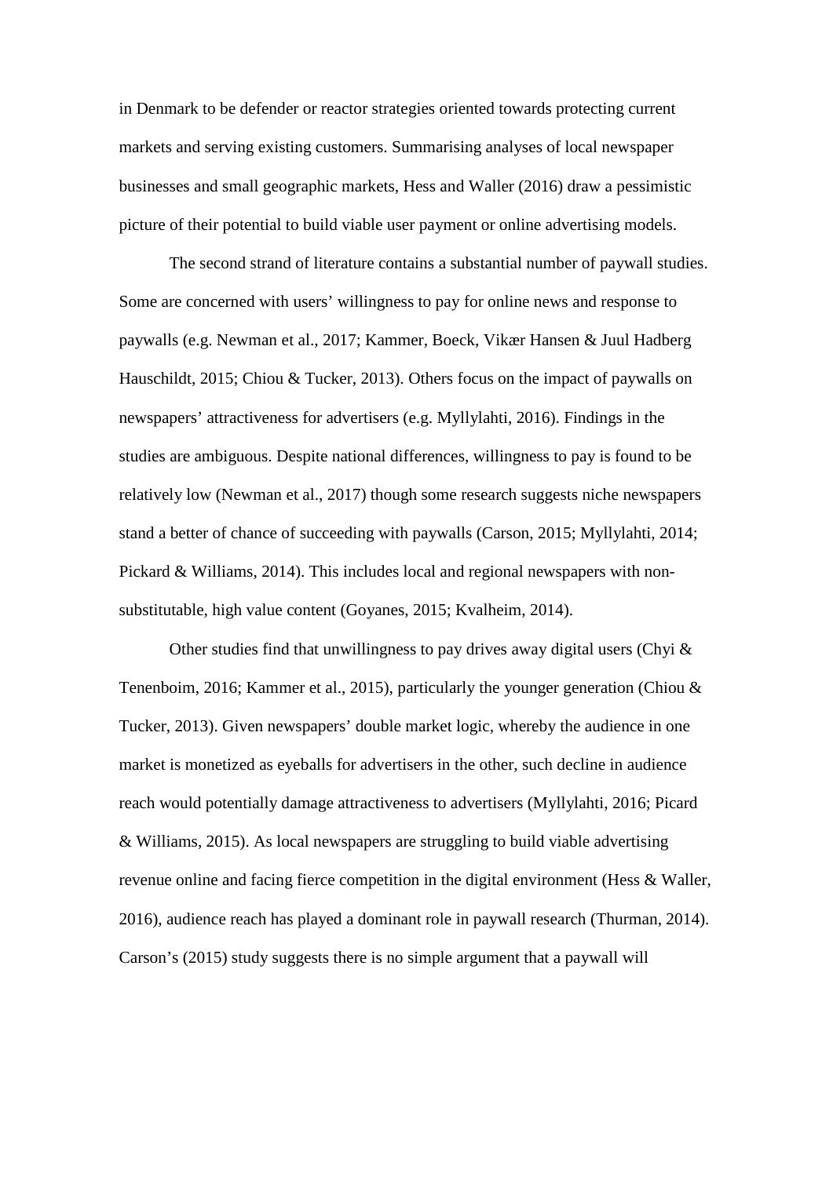in Denmark to be defender or reactor strategies oriented towards protecting current markets and serving existing customers. Summarising analyses of local newspaper businesses and small geographic markets, Hess and Waller (2016) draw a pessimistic picture of their potential to build viable user payment or online advertising models.

The second strand of literature contains a substantial number of paywall studies. Some are concerned with users' willingness to pay for online news and response to paywalls (e.g. Newman et al., 2017; Kammer, Boeck, Vikær Hansen & Juul Hadberg Hauschildt, 2015; Chiou & Tucker, 2013). Others focus on the impact of paywalls on newspapers' attractiveness for advertisers (e.g. Myllylahti, 2016). Findings in the studies are ambiguous. Despite national differences, willingness to pay is found to be relatively low (Newman et al., 2017) though some research suggests niche newspapers stand a better of chance of succeeding with paywalls (Carson, 2015; Myllylahti, 2014; Pickard & Williams, 2014). This includes local and regional newspapers with non-substitutable, high value content (Goyanes, 2015; Kvalheim, 2014).

Other studies find that unwillingness to pay drives away digital users (Chyi & Tenenboim, 2016; Kammer et al., 2015), particularly the younger generation (Chiou & Tucker, 2013). Given newspapers' double market logic, whereby the audience in one market is monetized as eyeballs for advertisers in the other, such decline in audience reach would potentially damage attractiveness to advertisers (Myllylahti, 2016; Picard & Williams, 2015). As local newspapers are struggling to build viable advertising revenue online and facing fierce competition in the digital environment (Hess & Waller, 2016), audience reach has played a dominant role in paywall research (Thurman, 2014). Carson's (2015) study suggests there is no simple argument that a paywall will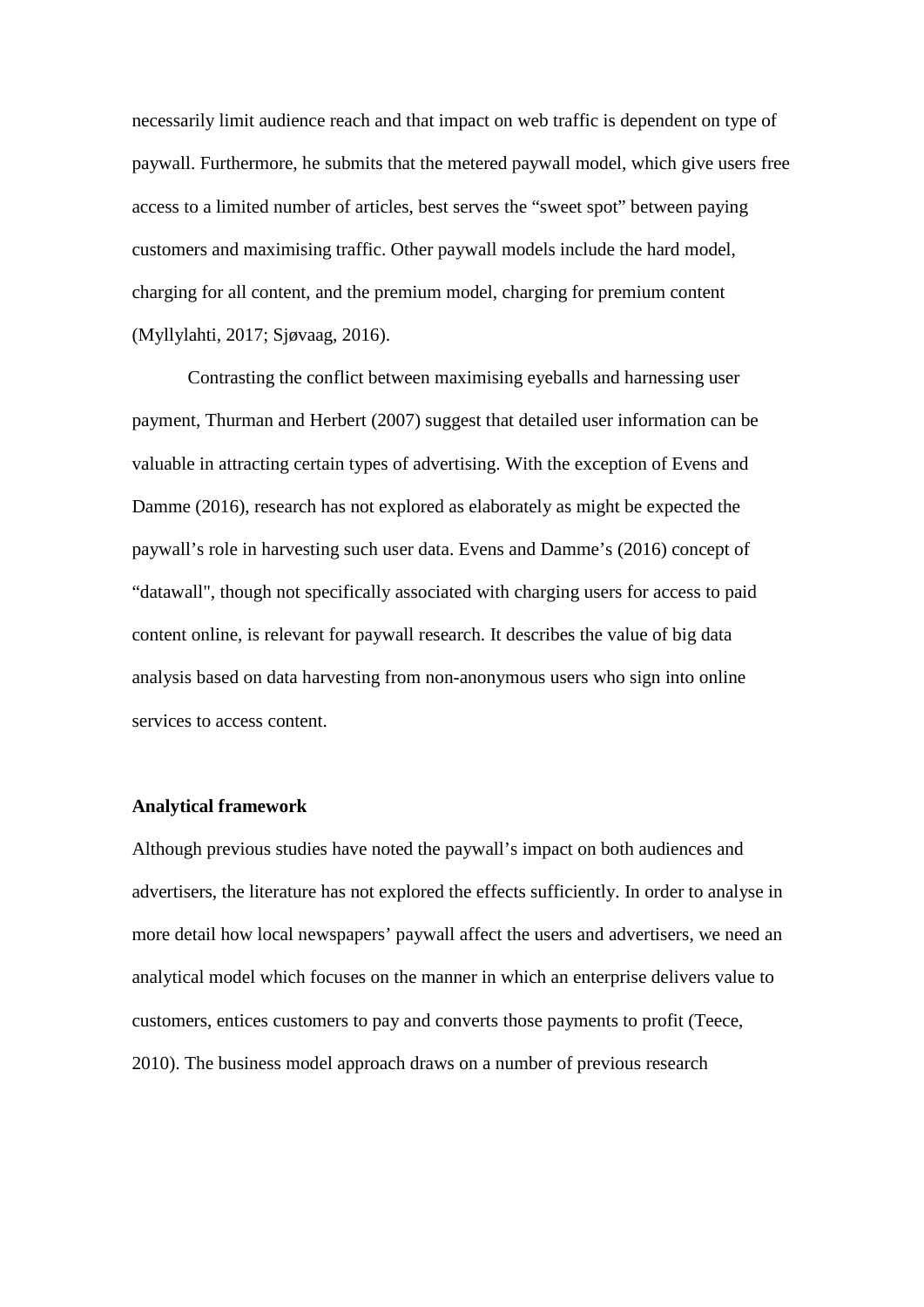necessarily limit audience reach and that impact on web traffic is dependent on type of paywall. Furthermore, he submits that the metered paywall model, which give users free access to a limited number of articles, best serves the "sweet spot" between paying customers and maximising traffic. Other paywall models include the hard model, charging for all content, and the premium model, charging for premium content (Myllylahti, 2017; Sjøvaag, 2016).

Contrasting the conflict between maximising eyeballs and harnessing user payment, Thurman and Herbert (2007) suggest that detailed user information can be valuable in attracting certain types of advertising. With the exception of Evens and Damme (2016), research has not explored as elaborately as might be expected the paywall's role in harvesting such user data. Evens and Damme's (2016) concept of "datawall", though not specifically associated with charging users for access to paid content online, is relevant for paywall research. It describes the value of big data analysis based on data harvesting from non-anonymous users who sign into online services to access content.

**Analytical framework**

Although previous studies have noted the paywall's impact on both audiences and advertisers, the literature has not explored the effects sufficiently. In order to analyse in more detail how local newspapers' paywall affect the users and advertisers, we need an analytical model which focuses on the manner in which an enterprise delivers value to customers, entices customers to pay and converts those payments to profit (Teece, 2010). The business model approach draws on a number of previous research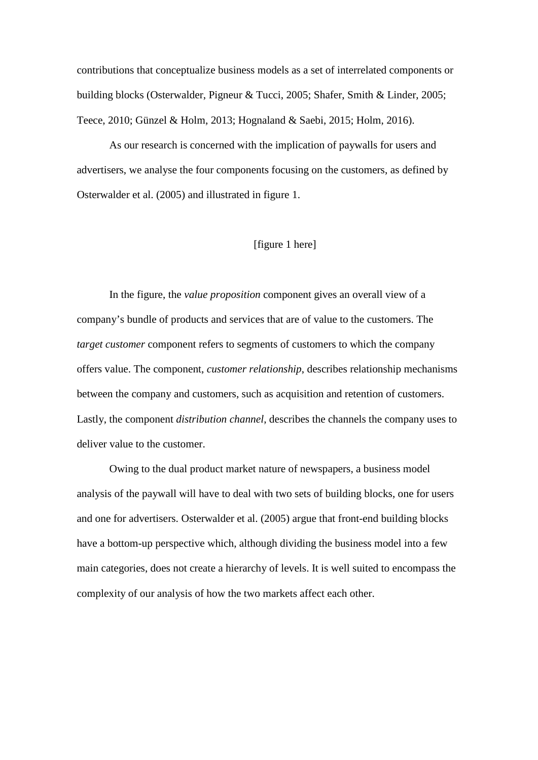contributions that conceptualize business models as a set of interrelated components or building blocks (Osterwalder, Pigneur & Tucci, 2005; Shafer, Smith & Linder, 2005; Teece, 2010; Günzel & Holm, 2013; Hognaland & Saebi, 2015; Holm, 2016).

As our research is concerned with the implication of paywalls for users and advertisers, we analyse the four components focusing on the customers, as defined by Osterwalder et al. (2005) and illustrated in figure 1.

[figure 1 here]

In the figure, the *value proposition* component gives an overall view of a company's bundle of products and services that are of value to the customers. The *target customer* component refers to segments of customers to which the company offers value. The component, *customer relationship*, describes relationship mechanisms between the company and customers, such as acquisition and retention of customers. Lastly, the component *distribution channel*, describes the channels the company uses to deliver value to the customer.

Owing to the dual product market nature of newspapers, a business model analysis of the paywall will have to deal with two sets of building blocks, one for users and one for advertisers. Osterwalder et al. (2005) argue that front-end building blocks have a bottom-up perspective which, although dividing the business model into a few main categories, does not create a hierarchy of levels. It is well suited to encompass the complexity of our analysis of how the two markets affect each other.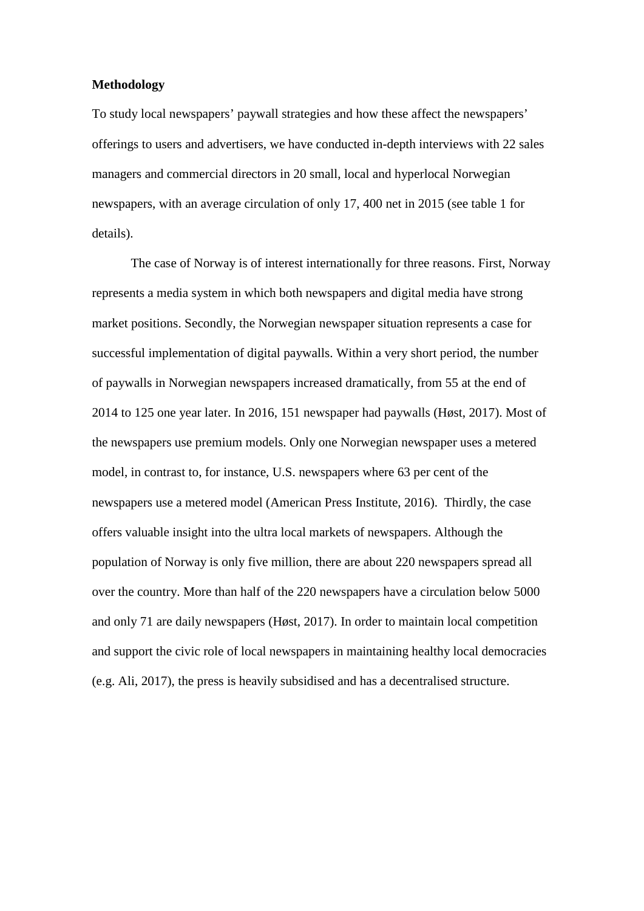**Methodology**

To study local newspapers' paywall strategies and how these affect the newspapers' offerings to users and advertisers, we have conducted in-depth interviews with 22 sales managers and commercial directors in 20 small, local and hyperlocal Norwegian newspapers, with an average circulation of only 17, 400 net in 2015 (see table 1 for details).

The case of Norway is of interest internationally for three reasons. First, Norway represents a media system in which both newspapers and digital media have strong market positions. Secondly, the Norwegian newspaper situation represents a case for successful implementation of digital paywalls. Within a very short period, the number of paywalls in Norwegian newspapers increased dramatically, from 55 at the end of 2014 to 125 one year later. In 2016, 151 newspaper had paywalls (Høst, 2017). Most of the newspapers use premium models. Only one Norwegian newspaper uses a metered model, in contrast to, for instance, U.S. newspapers where 63 per cent of the newspapers use a metered model (American Press Institute, 2016). Thirdly, the case offers valuable insight into the ultra local markets of newspapers. Although the population of Norway is only five million, there are about 220 newspapers spread all over the country. More than half of the 220 newspapers have a circulation below 5000 and only 71 are daily newspapers (Høst, 2017). In order to maintain local competition and support the civic role of local newspapers in maintaining healthy local democracies (e.g. Ali, 2017), the press is heavily subsidised and has a decentralised structure.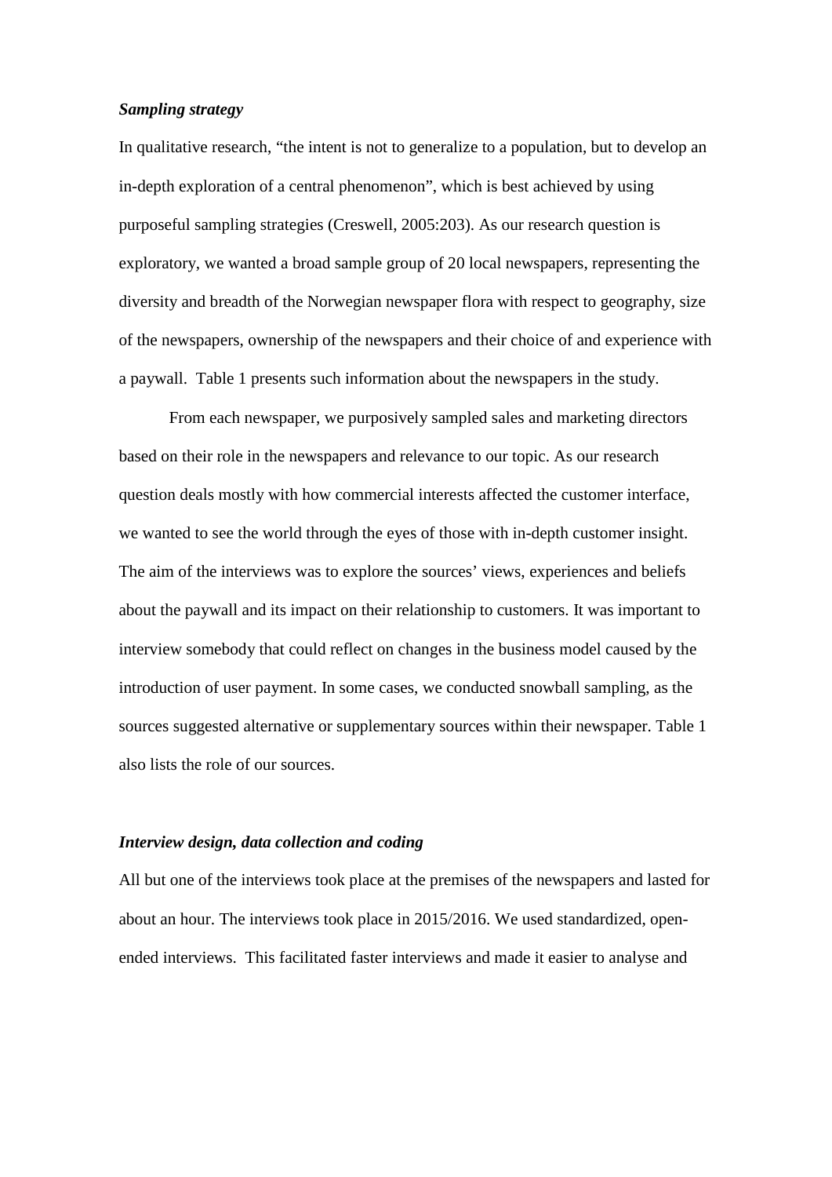### *Sampling strategy*

In qualitative research, “the intent is not to generalize to a population, but to develop an in-depth exploration of a central phenomenon”, which is best achieved by using purposeful sampling strategies (Creswell, 2005:203). As our research question is exploratory, we wanted a broad sample group of 20 local newspapers, representing the diversity and breadth of the Norwegian newspaper flora with respect to geography, size of the newspapers, ownership of the newspapers and their choice of and experience with a paywall. Table 1 presents such information about the newspapers in the study.

From each newspaper, we purposively sampled sales and marketing directors based on their role in the newspapers and relevance to our topic. As our research question deals mostly with how commercial interests affected the customer interface, we wanted to see the world through the eyes of those with in-depth customer insight. The aim of the interviews was to explore the sources' views, experiences and beliefs about the paywall and its impact on their relationship to customers. It was important to interview somebody that could reflect on changes in the business model caused by the introduction of user payment. In some cases, we conducted snowball sampling, as the sources suggested alternative or supplementary sources within their newspaper. Table 1 also lists the role of our sources.

### *Interview design, data collection and coding*

All but one of the interviews took place at the premises of the newspapers and lasted for about an hour. The interviews took place in 2015/2016. We used standardized, open-ended interviews. This facilitated faster interviews and made it easier to analyse and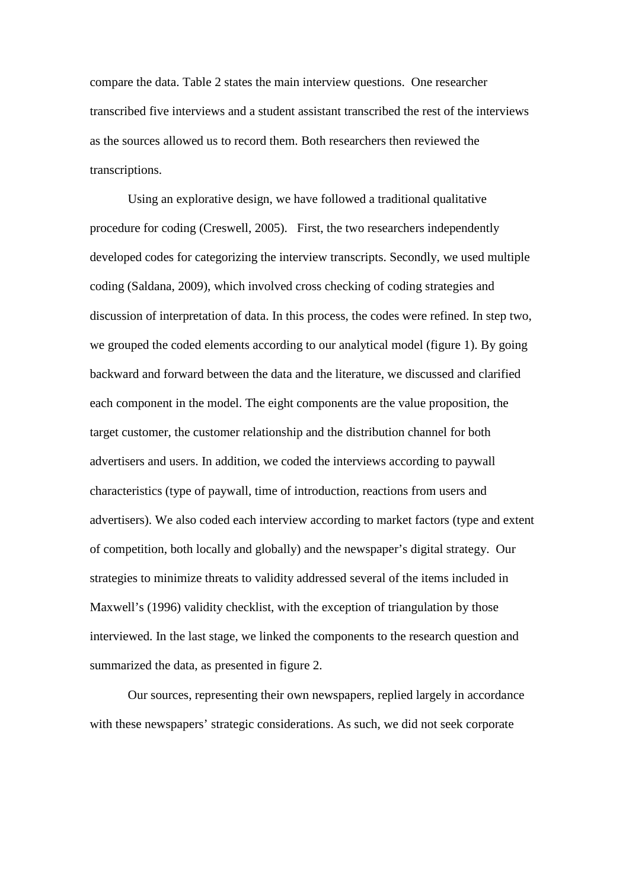compare the data. Table 2 states the main interview questions. One researcher transcribed five interviews and a student assistant transcribed the rest of the interviews as the sources allowed us to record them. Both researchers then reviewed the transcriptions.

Using an explorative design, we have followed a traditional qualitative procedure for coding (Creswell, 2005). First, the two researchers independently developed codes for categorizing the interview transcripts. Secondly, we used multiple coding (Saldana, 2009), which involved cross checking of coding strategies and discussion of interpretation of data. In this process, the codes were refined. In step two, we grouped the coded elements according to our analytical model (figure 1). By going backward and forward between the data and the literature, we discussed and clarified each component in the model. The eight components are the value proposition, the target customer, the customer relationship and the distribution channel for both advertisers and users. In addition, we coded the interviews according to paywall characteristics (type of paywall, time of introduction, reactions from users and advertisers). We also coded each interview according to market factors (type and extent of competition, both locally and globally) and the newspaper's digital strategy. Our strategies to minimize threats to validity addressed several of the items included in Maxwell's (1996) validity checklist, with the exception of triangulation by those interviewed. In the last stage, we linked the components to the research question and summarized the data, as presented in figure 2.

Our sources, representing their own newspapers, replied largely in accordance with these newspapers' strategic considerations. As such, we did not seek corporate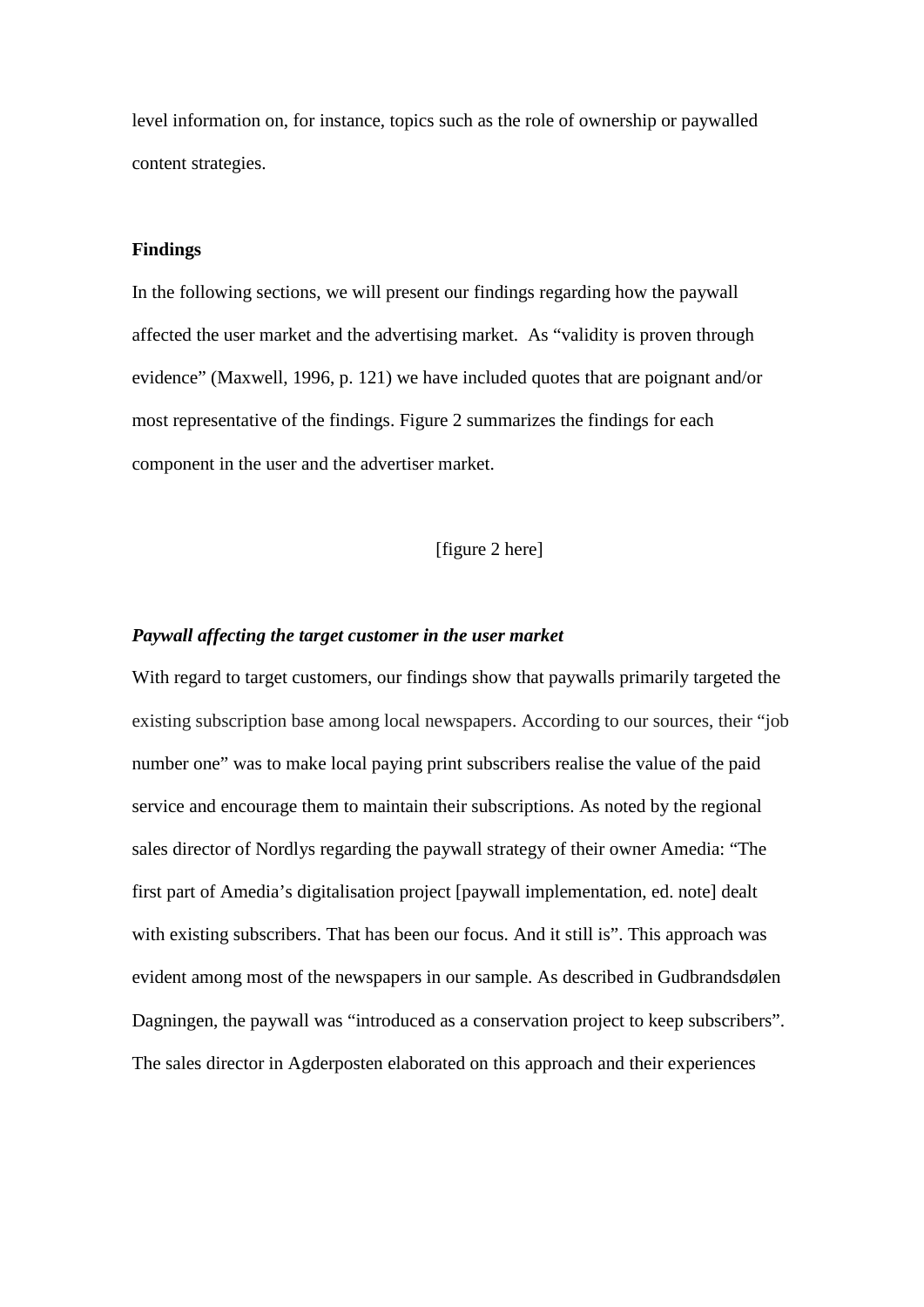level information on, for instance, topics such as the role of ownership or paywalled content strategies.

## Findings

In the following sections, we will present our findings regarding how the paywall affected the user market and the advertising market. As "validity is proven through evidence" (Maxwell, 1996, p. 121) we have included quotes that are poignant and/or most representative of the findings. Figure 2 summarizes the findings for each component in the user and the advertiser market.

[figure 2 here]

### ***Paywall affecting the target customer in the user market***

With regard to target customers, our findings show that paywalls primarily targeted the existing subscription base among local newspapers. According to our sources, their "job number one" was to make local paying print subscribers realise the value of the paid service and encourage them to maintain their subscriptions. As noted by the regional sales director of Nordlys regarding the paywall strategy of their owner Amedia: "The first part of Amedia's digitalisation project [paywall implementation, ed. note] dealt with existing subscribers. That has been our focus. And it still is". This approach was evident among most of the newspapers in our sample. As described in Gudbrandsdølen Dagningen, the paywall was "introduced as a conservation project to keep subscribers". The sales director in Agderposten elaborated on this approach and their experiences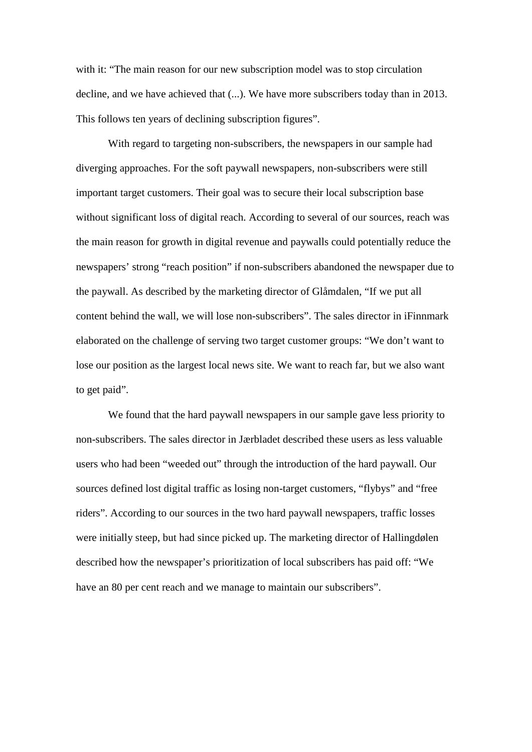with it: “The main reason for our new subscription model was to stop circulation decline, and we have achieved that (...). We have more subscribers today than in 2013. This follows ten years of declining subscription figures”.

With regard to targeting non-subscribers, the newspapers in our sample had diverging approaches. For the soft paywall newspapers, non-subscribers were still important target customers. Their goal was to secure their local subscription base without significant loss of digital reach. According to several of our sources, reach was the main reason for growth in digital revenue and paywalls could potentially reduce the newspapers’ strong “reach position” if non-subscribers abandoned the newspaper due to the paywall. As described by the marketing director of Glåmdalen, “If we put all content behind the wall, we will lose non-subscribers”. The sales director in iFinnmark elaborated on the challenge of serving two target customer groups: “We don’t want to lose our position as the largest local news site. We want to reach far, but we also want to get paid”.

We found that the hard paywall newspapers in our sample gave less priority to non-subscribers. The sales director in Jærbladet described these users as less valuable users who had been “weeded out” through the introduction of the hard paywall. Our sources defined lost digital traffic as losing non-target customers, “flybys” and “free riders”. According to our sources in the two hard paywall newspapers, traffic losses were initially steep, but had since picked up. The marketing director of Hallingdølen described how the newspaper’s prioritization of local subscribers has paid off: “We have an 80 per cent reach and we manage to maintain our subscribers”.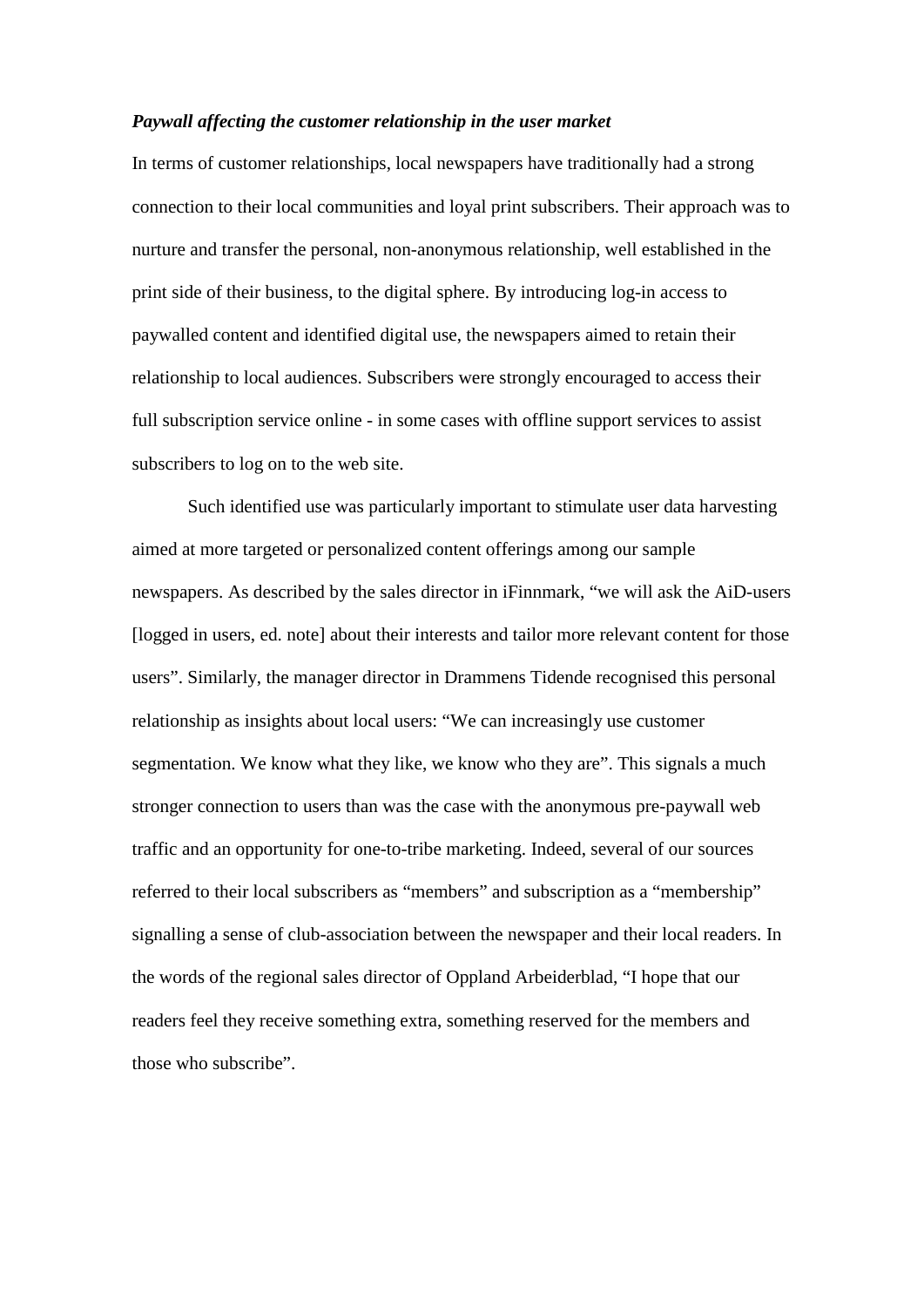***Paywall affecting the customer relationship in the user market***

In terms of customer relationships, local newspapers have traditionally had a strong connection to their local communities and loyal print subscribers. Their approach was to nurture and transfer the personal, non-anonymous relationship, well established in the print side of their business, to the digital sphere. By introducing log-in access to paywalled content and identified digital use, the newspapers aimed to retain their relationship to local audiences. Subscribers were strongly encouraged to access their full subscription service online - in some cases with offline support services to assist subscribers to log on to the web site.

Such identified use was particularly important to stimulate user data harvesting aimed at more targeted or personalized content offerings among our sample newspapers. As described by the sales director in iFinnmark, "we will ask the AiD-users [logged in users, ed. note] about their interests and tailor more relevant content for those users". Similarly, the manager director in Drammens Tidende recognised this personal relationship as insights about local users: "We can increasingly use customer segmentation. We know what they like, we know who they are". This signals a much stronger connection to users than was the case with the anonymous pre-paywall web traffic and an opportunity for one-to-tribe marketing. Indeed, several of our sources referred to their local subscribers as "members" and subscription as a "membership" signalling a sense of club-association between the newspaper and their local readers. In the words of the regional sales director of Oppland Arbeiderblad, "I hope that our readers feel they receive something extra, something reserved for the members and those who subscribe".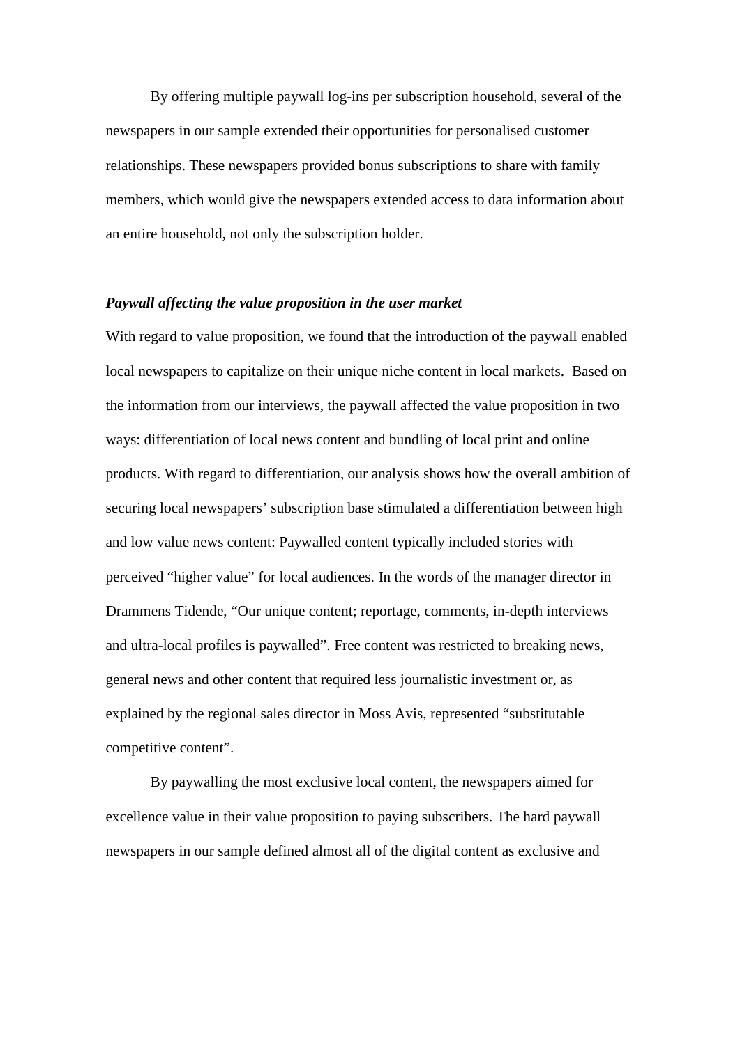By offering multiple paywall log-ins per subscription household, several of the newspapers in our sample extended their opportunities for personalised customer relationships. These newspapers provided bonus subscriptions to share with family members, which would give the newspapers extended access to data information about an entire household, not only the subscription holder.

***Paywall affecting the value proposition in the user market***

With regard to value proposition, we found that the introduction of the paywall enabled local newspapers to capitalize on their unique niche content in local markets. Based on the information from our interviews, the paywall affected the value proposition in two ways: differentiation of local news content and bundling of local print and online products. With regard to differentiation, our analysis shows how the overall ambition of securing local newspapers' subscription base stimulated a differentiation between high and low value news content: Paywalled content typically included stories with perceived "higher value" for local audiences. In the words of the manager director in Drammens Tidende, "Our unique content; reportage, comments, in-depth interviews and ultra-local profiles is paywalled". Free content was restricted to breaking news, general news and other content that required less journalistic investment or, as explained by the regional sales director in Moss Avis, represented "substitutable competitive content".

By paywalling the most exclusive local content, the newspapers aimed for excellence value in their value proposition to paying subscribers. The hard paywall newspapers in our sample defined almost all of the digital content as exclusive and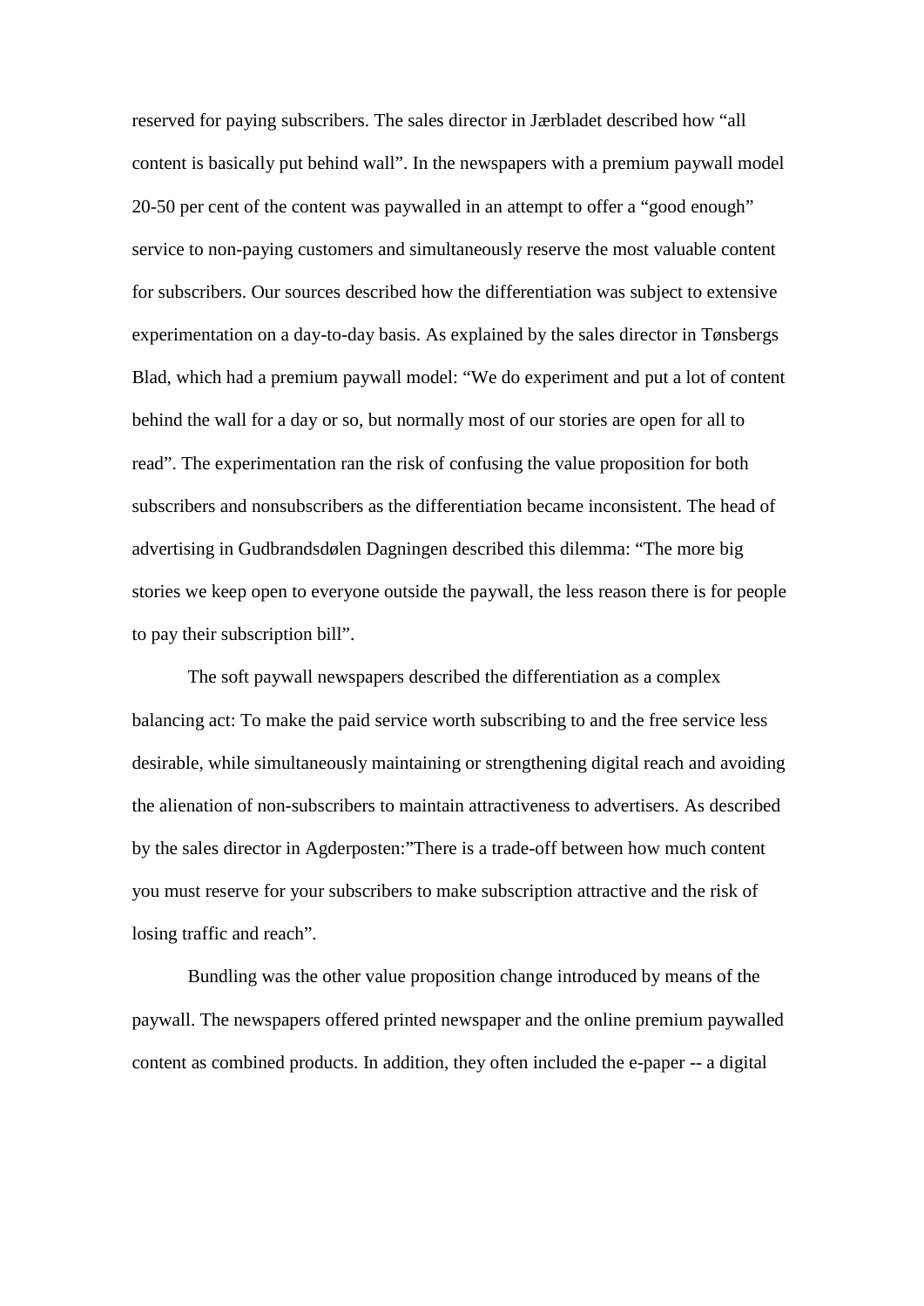reserved for paying subscribers. The sales director in Jærbladet described how “all content is basically put behind wall”. In the newspapers with a premium paywall model 20-50 per cent of the content was paywalled in an attempt to offer a “good enough” service to non-paying customers and simultaneously reserve the most valuable content for subscribers. Our sources described how the differentiation was subject to extensive experimentation on a day-to-day basis. As explained by the sales director in Tønsbergs Blad, which had a premium paywall model: “We do experiment and put a lot of content behind the wall for a day or so, but normally most of our stories are open for all to read”. The experimentation ran the risk of confusing the value proposition for both subscribers and nonsubscribers as the differentiation became inconsistent. The head of advertising in Gudbrandsdølen Dagningen described this dilemma: “The more big stories we keep open to everyone outside the paywall, the less reason there is for people to pay their subscription bill”.

The soft paywall newspapers described the differentiation as a complex balancing act: To make the paid service worth subscribing to and the free service less desirable, while simultaneously maintaining or strengthening digital reach and avoiding the alienation of non-subscribers to maintain attractiveness to advertisers. As described by the sales director in Agderposten:”There is a trade-off between how much content you must reserve for your subscribers to make subscription attractive and the risk of losing traffic and reach”.

Bundling was the other value proposition change introduced by means of the paywall. The newspapers offered printed newspaper and the online premium paywalled content as combined products. In addition, they often included the e-paper -- a digital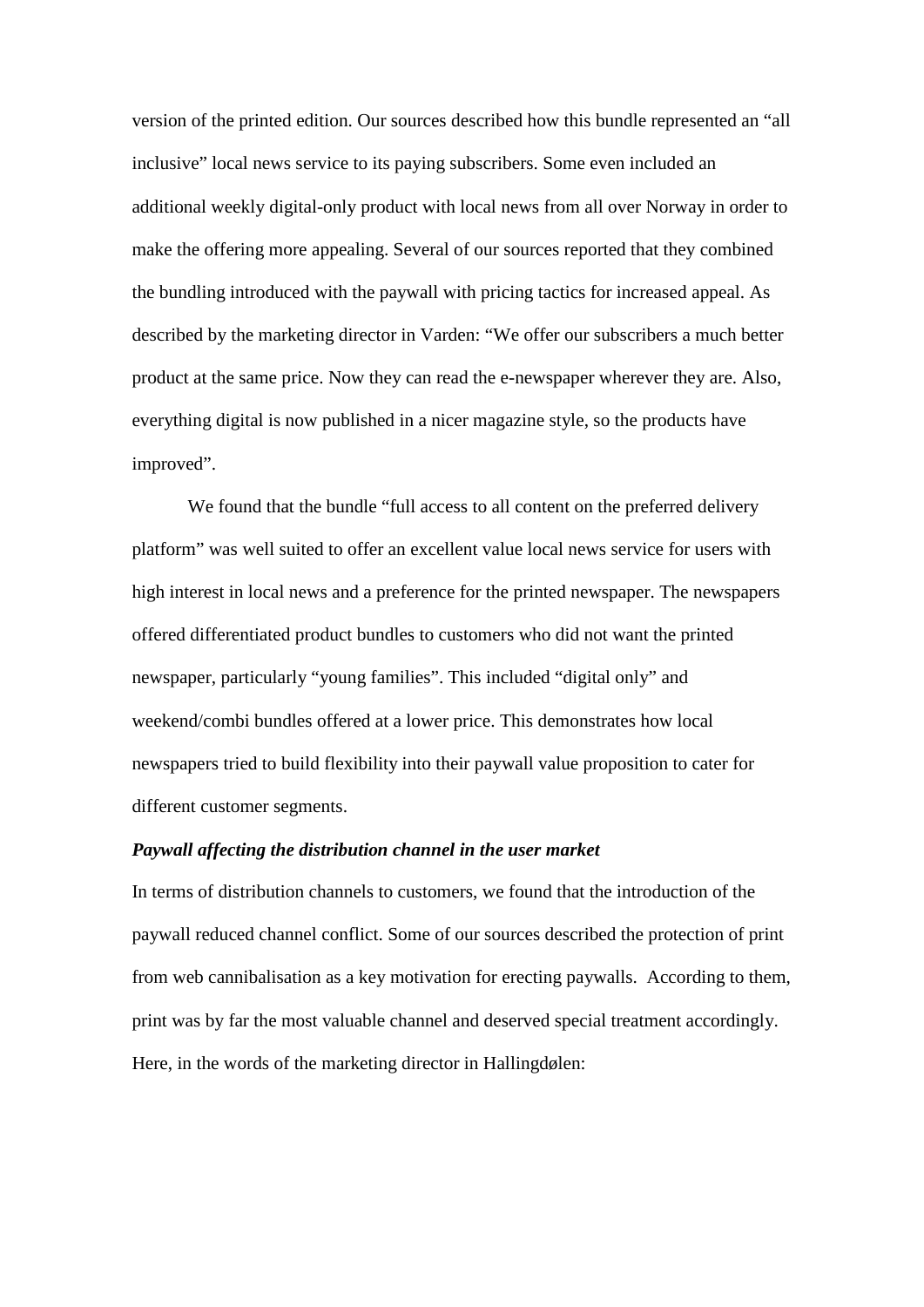version of the printed edition. Our sources described how this bundle represented an "all inclusive" local news service to its paying subscribers. Some even included an additional weekly digital-only product with local news from all over Norway in order to make the offering more appealing. Several of our sources reported that they combined the bundling introduced with the paywall with pricing tactics for increased appeal. As described by the marketing director in Varden: "We offer our subscribers a much better product at the same price. Now they can read the e-newspaper wherever they are. Also, everything digital is now published in a nicer magazine style, so the products have improved".

We found that the bundle "full access to all content on the preferred delivery platform" was well suited to offer an excellent value local news service for users with high interest in local news and a preference for the printed newspaper. The newspapers offered differentiated product bundles to customers who did not want the printed newspaper, particularly "young families". This included "digital only" and weekend/combi bundles offered at a lower price. This demonstrates how local newspapers tried to build flexibility into their paywall value proposition to cater for different customer segments.

***Paywall affecting the distribution channel in the user market***

In terms of distribution channels to customers, we found that the introduction of the paywall reduced channel conflict. Some of our sources described the protection of print from web cannibalisation as a key motivation for erecting paywalls. According to them, print was by far the most valuable channel and deserved special treatment accordingly. Here, in the words of the marketing director in Hallingdølen: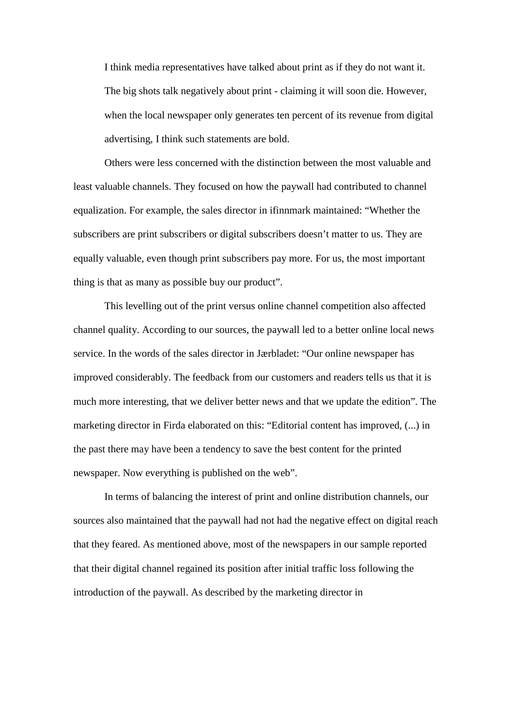> I think media representatives have talked about print as if they do not want it. The big shots talk negatively about print - claiming it will soon die. However, when the local newspaper only generates ten percent of its revenue from digital advertising, I think such statements are bold.

Others were less concerned with the distinction between the most valuable and least valuable channels. They focused on how the paywall had contributed to channel equalization. For example, the sales director in ifinnmark maintained: "Whether the subscribers are print subscribers or digital subscribers doesn't matter to us. They are equally valuable, even though print subscribers pay more. For us, the most important thing is that as many as possible buy our product".

This levelling out of the print versus online channel competition also affected channel quality. According to our sources, the paywall led to a better online local news service. In the words of the sales director in Jærbladet: "Our online newspaper has improved considerably. The feedback from our customers and readers tells us that it is much more interesting, that we deliver better news and that we update the edition". The marketing director in Firda elaborated on this: "Editorial content has improved, (...) in the past there may have been a tendency to save the best content for the printed newspaper. Now everything is published on the web".

In terms of balancing the interest of print and online distribution channels, our sources also maintained that the paywall had not had the negative effect on digital reach that they feared. As mentioned above, most of the newspapers in our sample reported that their digital channel regained its position after initial traffic loss following the introduction of the paywall. As described by the marketing director in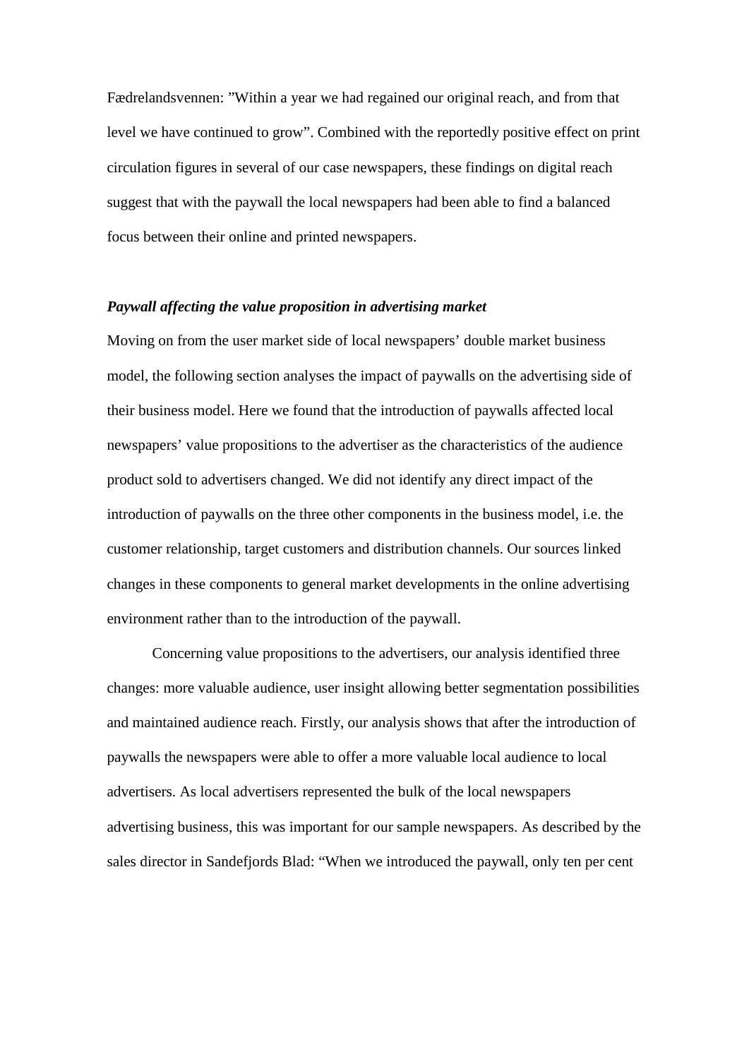Fædrelandsvennen: ”Within a year we had regained our original reach, and from that level we have continued to grow”. Combined with the reportedly positive effect on print circulation figures in several of our case newspapers, these findings on digital reach suggest that with the paywall the local newspapers had been able to find a balanced focus between their online and printed newspapers.

***Paywall affecting the value proposition in advertising market***

Moving on from the user market side of local newspapers' double market business model, the following section analyses the impact of paywalls on the advertising side of their business model. Here we found that the introduction of paywalls affected local newspapers' value propositions to the advertiser as the characteristics of the audience product sold to advertisers changed. We did not identify any direct impact of the introduction of paywalls on the three other components in the business model, i.e. the customer relationship, target customers and distribution channels. Our sources linked changes in these components to general market developments in the online advertising environment rather than to the introduction of the paywall.

Concerning value propositions to the advertisers, our analysis identified three changes: more valuable audience, user insight allowing better segmentation possibilities and maintained audience reach. Firstly, our analysis shows that after the introduction of paywalls the newspapers were able to offer a more valuable local audience to local advertisers. As local advertisers represented the bulk of the local newspapers advertising business, this was important for our sample newspapers. As described by the sales director in Sandefjords Blad: “When we introduced the paywall, only ten per cent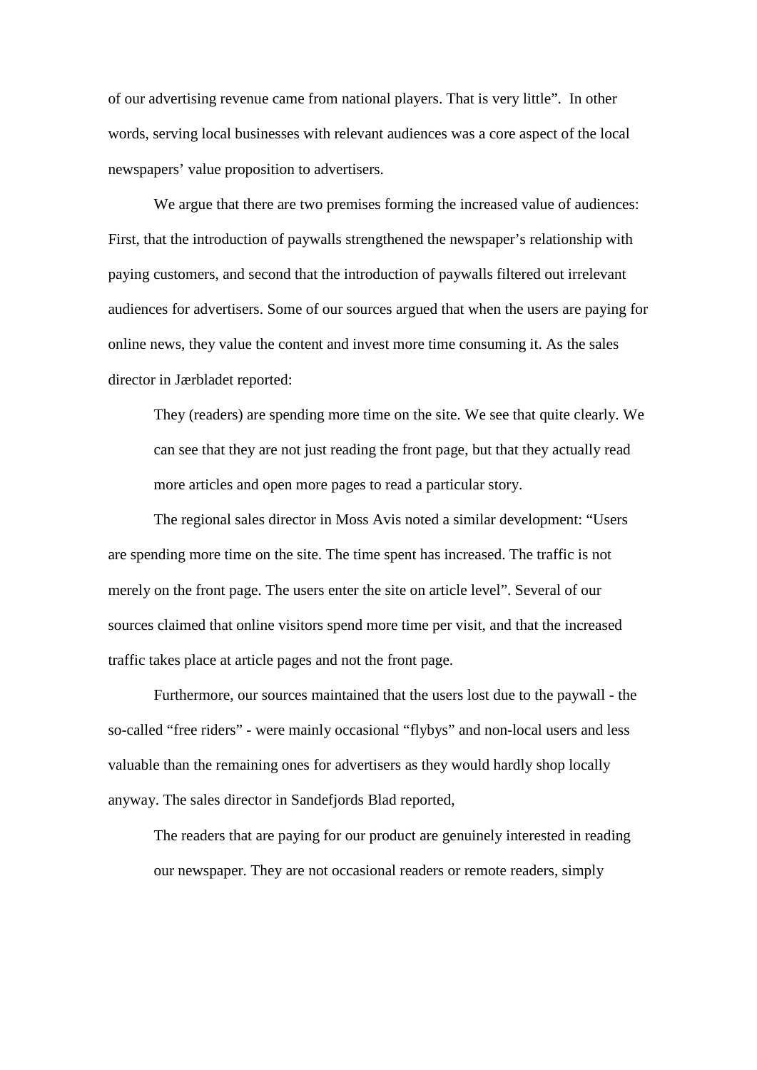of our advertising revenue came from national players. That is very little". In other words, serving local businesses with relevant audiences was a core aspect of the local newspapers' value proposition to advertisers.

We argue that there are two premises forming the increased value of audiences: First, that the introduction of paywalls strengthened the newspaper's relationship with paying customers, and second that the introduction of paywalls filtered out irrelevant audiences for advertisers. Some of our sources argued that when the users are paying for online news, they value the content and invest more time consuming it. As the sales director in Jærbladet reported:

> They (readers) are spending more time on the site. We see that quite clearly. We can see that they are not just reading the front page, but that they actually read more articles and open more pages to read a particular story.

The regional sales director in Moss Avis noted a similar development: "Users are spending more time on the site. The time spent has increased. The traffic is not merely on the front page. The users enter the site on article level". Several of our sources claimed that online visitors spend more time per visit, and that the increased traffic takes place at article pages and not the front page.

Furthermore, our sources maintained that the users lost due to the paywall - the so-called "free riders" - were mainly occasional "flybys" and non-local users and less valuable than the remaining ones for advertisers as they would hardly shop locally anyway. The sales director in Sandefjords Blad reported,

> The readers that are paying for our product are genuinely interested in reading our newspaper. They are not occasional readers or remote readers, simply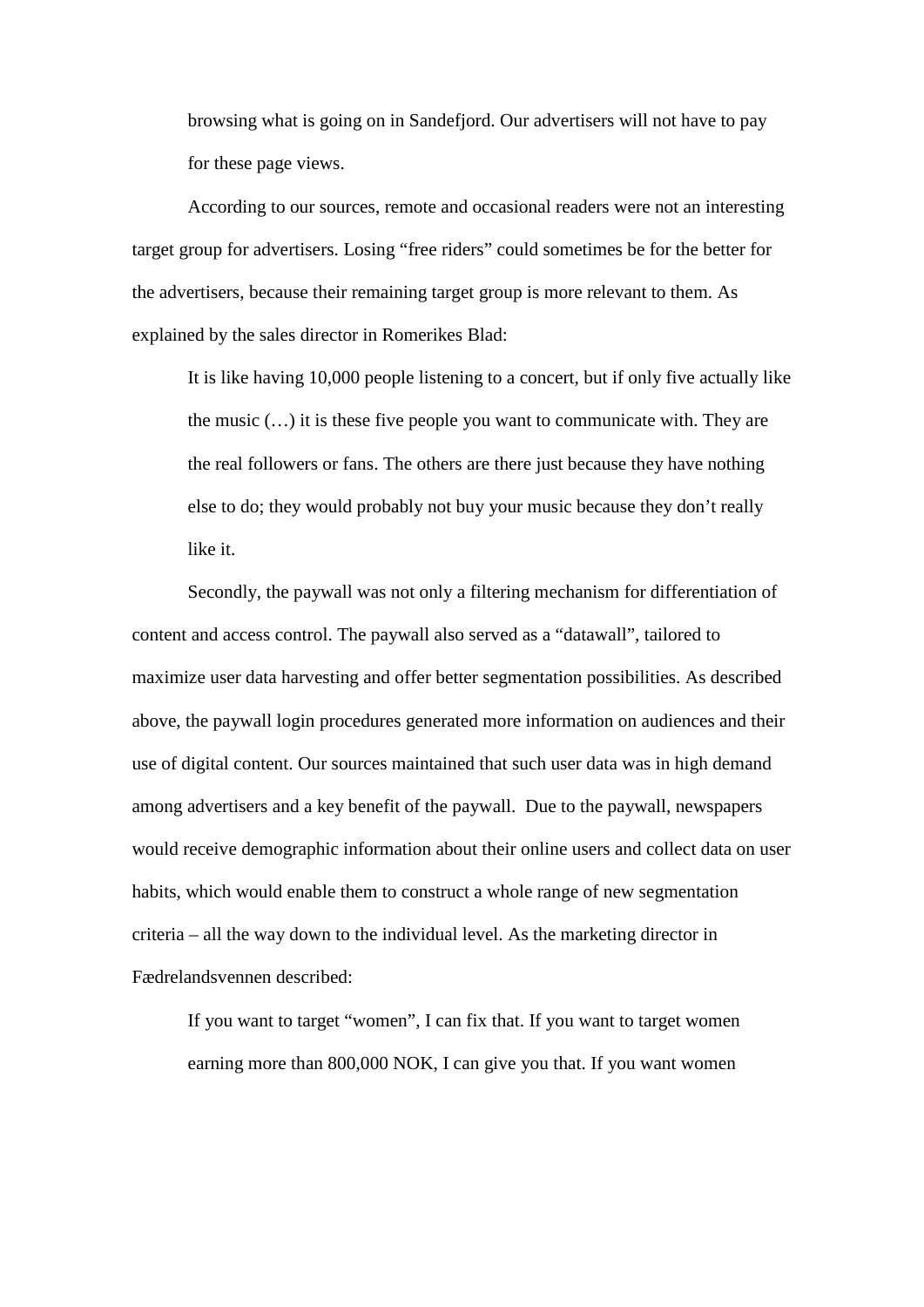> browsing what is going on in Sandefjord. Our advertisers will not have to pay for these page views.

According to our sources, remote and occasional readers were not an interesting target group for advertisers. Losing "free riders" could sometimes be for the better for the advertisers, because their remaining target group is more relevant to them. As explained by the sales director in Romerikes Blad:

> It is like having 10,000 people listening to a concert, but if only five actually like the music (…) it is these five people you want to communicate with. They are the real followers or fans. The others are there just because they have nothing else to do; they would probably not buy your music because they don't really like it.

Secondly, the paywall was not only a filtering mechanism for differentiation of content and access control. The paywall also served as a "datawall", tailored to maximize user data harvesting and offer better segmentation possibilities. As described above, the paywall login procedures generated more information on audiences and their use of digital content. Our sources maintained that such user data was in high demand among advertisers and a key benefit of the paywall. Due to the paywall, newspapers would receive demographic information about their online users and collect data on user habits, which would enable them to construct a whole range of new segmentation criteria – all the way down to the individual level. As the marketing director in Fædrelandsvennen described:

> If you want to target "women", I can fix that. If you want to target women earning more than 800,000 NOK, I can give you that. If you want women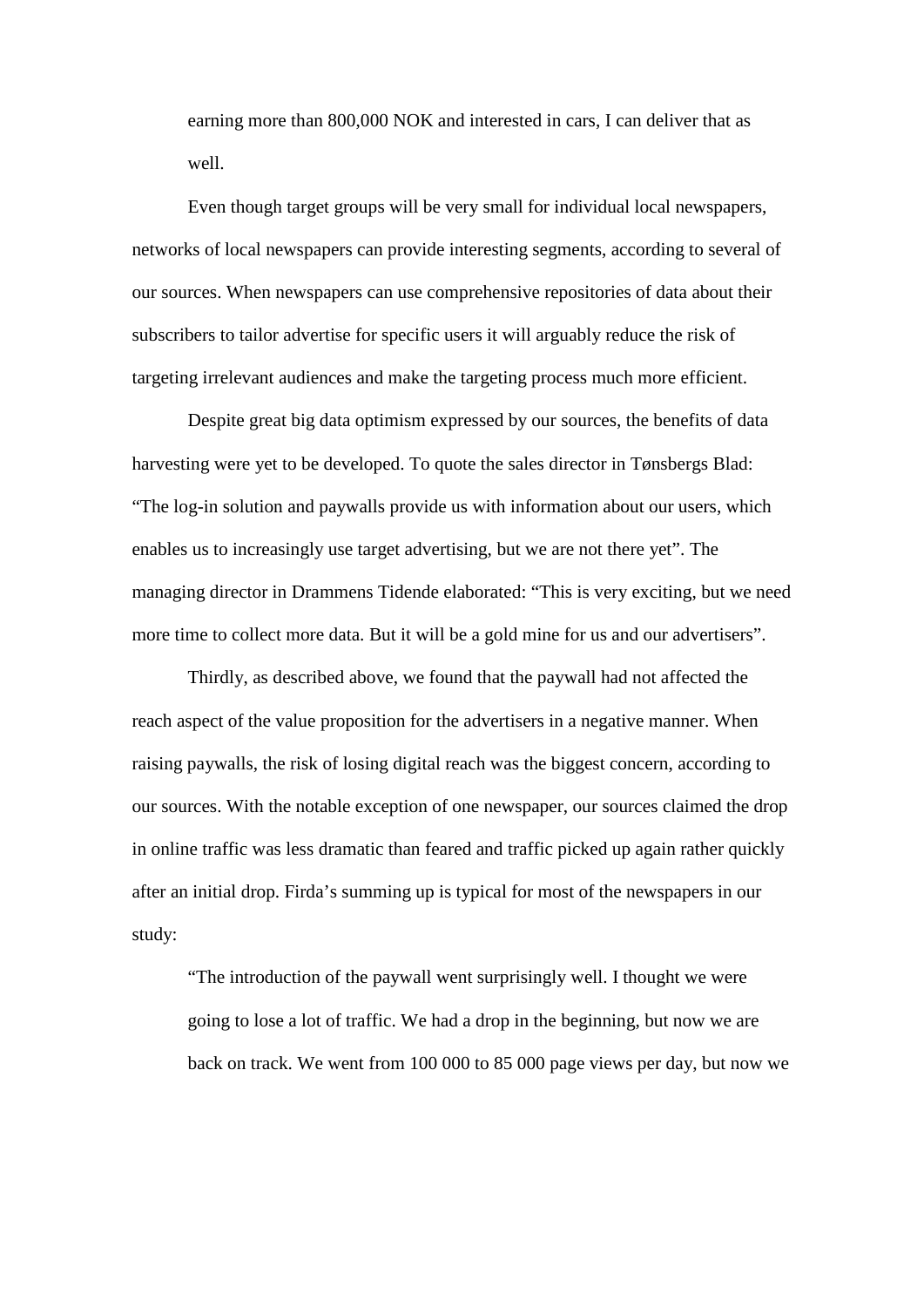earning more than 800,000 NOK and interested in cars, I can deliver that as well.

Even though target groups will be very small for individual local newspapers, networks of local newspapers can provide interesting segments, according to several of our sources. When newspapers can use comprehensive repositories of data about their subscribers to tailor advertise for specific users it will arguably reduce the risk of targeting irrelevant audiences and make the targeting process much more efficient.

Despite great big data optimism expressed by our sources, the benefits of data harvesting were yet to be developed. To quote the sales director in Tønsbergs Blad: "The log-in solution and paywalls provide us with information about our users, which enables us to increasingly use target advertising, but we are not there yet". The managing director in Drammens Tidende elaborated: "This is very exciting, but we need more time to collect more data. But it will be a gold mine for us and our advertisers".

Thirdly, as described above, we found that the paywall had not affected the reach aspect of the value proposition for the advertisers in a negative manner. When raising paywalls, the risk of losing digital reach was the biggest concern, according to our sources. With the notable exception of one newspaper, our sources claimed the drop in online traffic was less dramatic than feared and traffic picked up again rather quickly after an initial drop. Firda's summing up is typical for most of the newspapers in our study:

> "The introduction of the paywall went surprisingly well. I thought we were going to lose a lot of traffic. We had a drop in the beginning, but now we are back on track. We went from 100 000 to 85 000 page views per day, but now we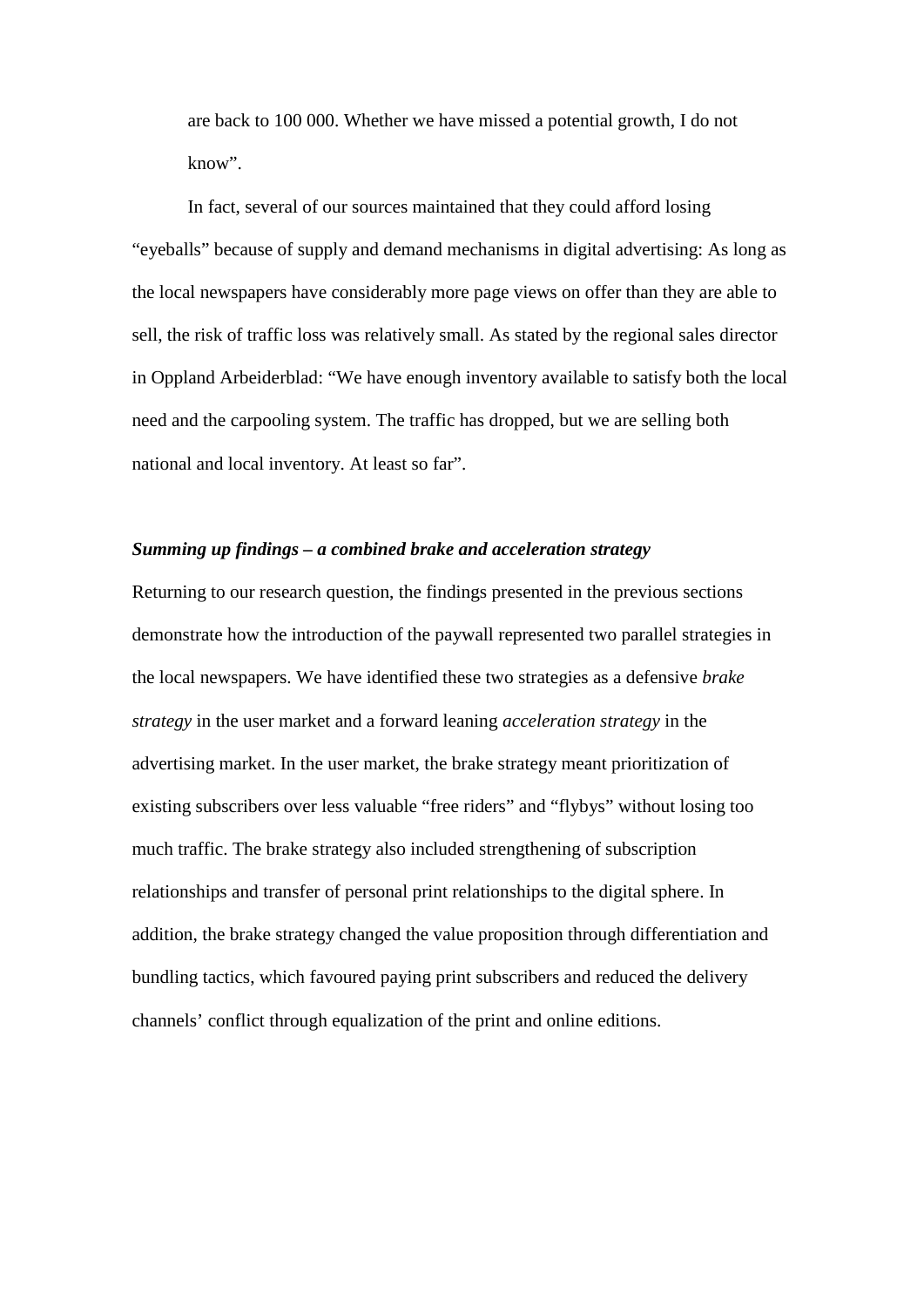are back to 100 000. Whether we have missed a potential growth, I do not know".

In fact, several of our sources maintained that they could afford losing "eyeballs" because of supply and demand mechanisms in digital advertising: As long as the local newspapers have considerably more page views on offer than they are able to sell, the risk of traffic loss was relatively small. As stated by the regional sales director in Oppland Arbeiderblad: "We have enough inventory available to satisfy both the local need and the carpooling system. The traffic has dropped, but we are selling both national and local inventory. At least so far".

### *Summing up findings – a combined brake and acceleration strategy*

Returning to our research question, the findings presented in the previous sections demonstrate how the introduction of the paywall represented two parallel strategies in the local newspapers. We have identified these two strategies as a defensive *brake strategy* in the user market and a forward leaning *acceleration strategy* in the advertising market. In the user market, the brake strategy meant prioritization of existing subscribers over less valuable "free riders" and "flybys" without losing too much traffic. The brake strategy also included strengthening of subscription relationships and transfer of personal print relationships to the digital sphere. In addition, the brake strategy changed the value proposition through differentiation and bundling tactics, which favoured paying print subscribers and reduced the delivery channels' conflict through equalization of the print and online editions.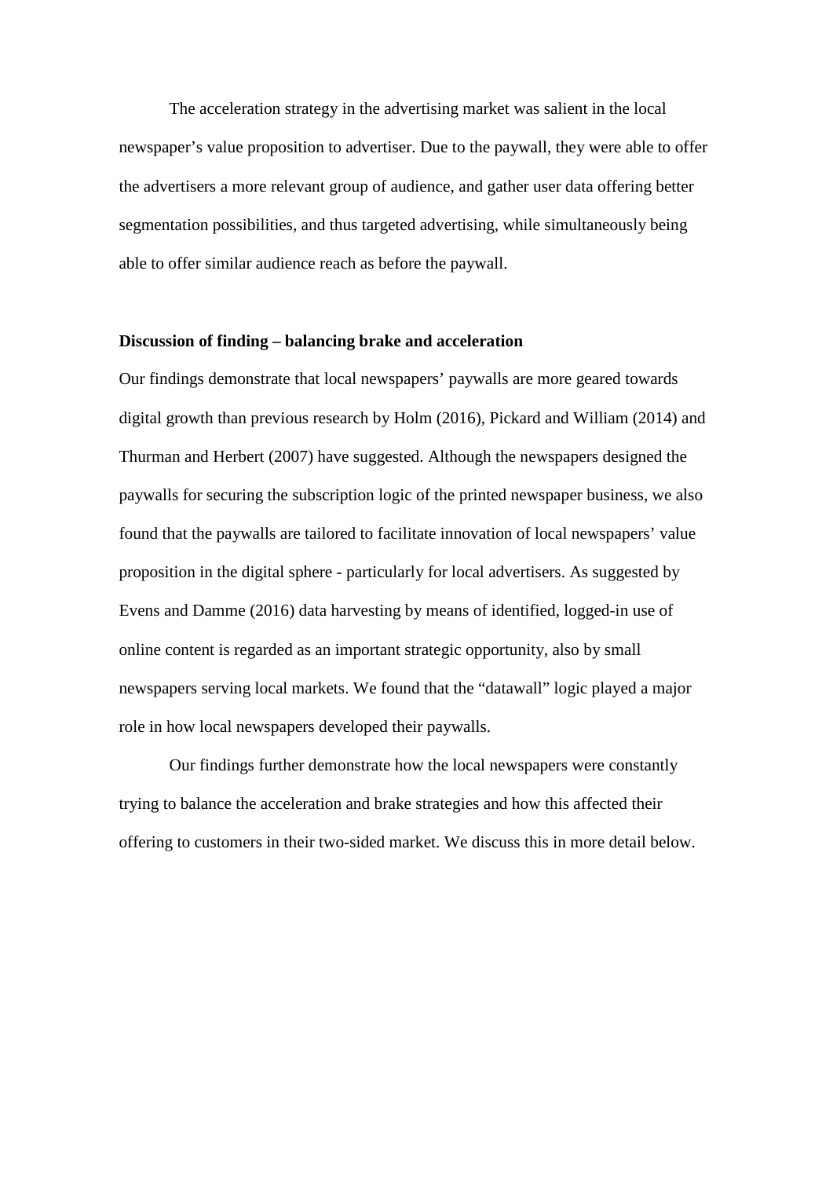The acceleration strategy in the advertising market was salient in the local newspaper's value proposition to advertiser. Due to the paywall, they were able to offer the advertisers a more relevant group of audience, and gather user data offering better segmentation possibilities, and thus targeted advertising, while simultaneously being able to offer similar audience reach as before the paywall.

**Discussion of finding – balancing brake and acceleration**

Our findings demonstrate that local newspapers' paywalls are more geared towards digital growth than previous research by Holm (2016), Pickard and William (2014) and Thurman and Herbert (2007) have suggested. Although the newspapers designed the paywalls for securing the subscription logic of the printed newspaper business, we also found that the paywalls are tailored to facilitate innovation of local newspapers' value proposition in the digital sphere - particularly for local advertisers. As suggested by Evens and Damme (2016) data harvesting by means of identified, logged-in use of online content is regarded as an important strategic opportunity, also by small newspapers serving local markets. We found that the "datawall" logic played a major role in how local newspapers developed their paywalls.

Our findings further demonstrate how the local newspapers were constantly trying to balance the acceleration and brake strategies and how this affected their offering to customers in their two-sided market. We discuss this in more detail below.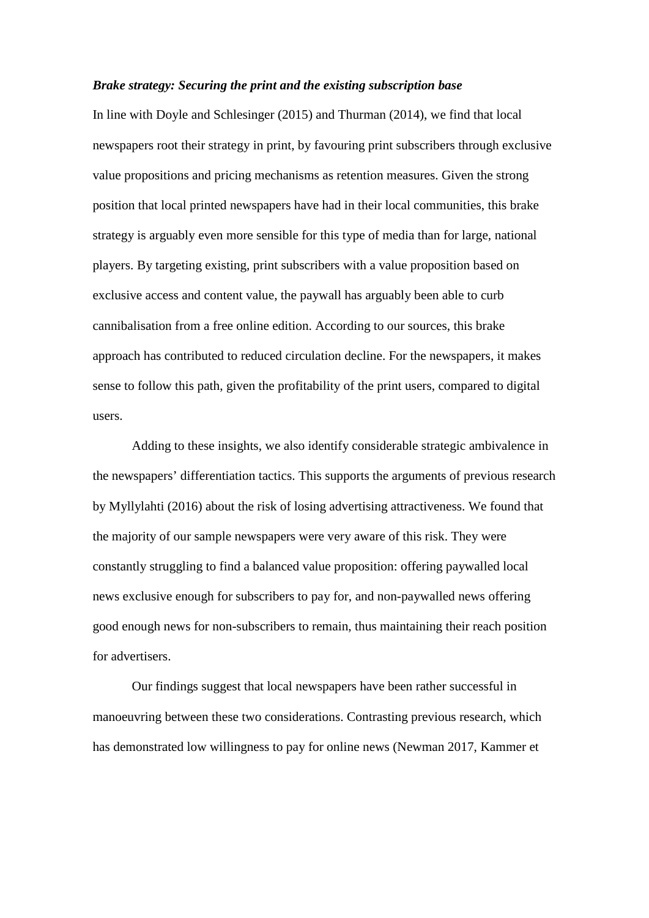***Brake strategy: Securing the print and the existing subscription base***

In line with Doyle and Schlesinger (2015) and Thurman (2014), we find that local newspapers root their strategy in print, by favouring print subscribers through exclusive value propositions and pricing mechanisms as retention measures. Given the strong position that local printed newspapers have had in their local communities, this brake strategy is arguably even more sensible for this type of media than for large, national players. By targeting existing, print subscribers with a value proposition based on exclusive access and content value, the paywall has arguably been able to curb cannibalisation from a free online edition. According to our sources, this brake approach has contributed to reduced circulation decline. For the newspapers, it makes sense to follow this path, given the profitability of the print users, compared to digital users.

Adding to these insights, we also identify considerable strategic ambivalence in the newspapers' differentiation tactics. This supports the arguments of previous research by Myllylahti (2016) about the risk of losing advertising attractiveness. We found that the majority of our sample newspapers were very aware of this risk. They were constantly struggling to find a balanced value proposition: offering paywalled local news exclusive enough for subscribers to pay for, and non-paywalled news offering good enough news for non-subscribers to remain, thus maintaining their reach position for advertisers.

Our findings suggest that local newspapers have been rather successful in manoeuvring between these two considerations. Contrasting previous research, which has demonstrated low willingness to pay for online news (Newman 2017, Kammer et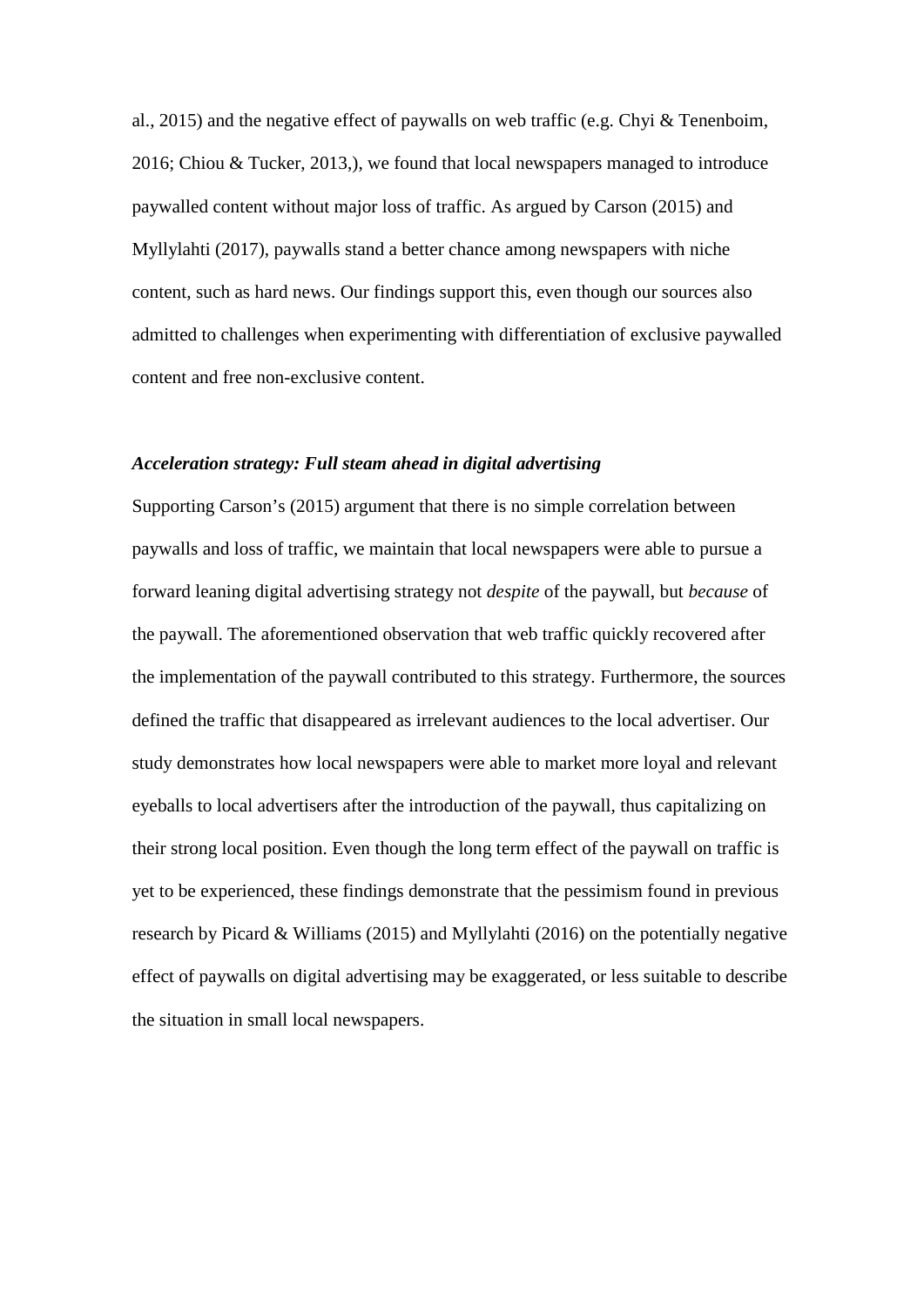al., 2015) and the negative effect of paywalls on web traffic (e.g. Chyi & Tenenboim, 2016; Chiou & Tucker, 2013,), we found that local newspapers managed to introduce paywalled content without major loss of traffic. As argued by Carson (2015) and Myllylahti (2017), paywalls stand a better chance among newspapers with niche content, such as hard news. Our findings support this, even though our sources also admitted to challenges when experimenting with differentiation of exclusive paywalled content and free non-exclusive content.

***Acceleration strategy: Full steam ahead in digital advertising***

Supporting Carson's (2015) argument that there is no simple correlation between paywalls and loss of traffic, we maintain that local newspapers were able to pursue a forward leaning digital advertising strategy not *despite* of the paywall, but *because* of the paywall. The aforementioned observation that web traffic quickly recovered after the implementation of the paywall contributed to this strategy. Furthermore, the sources defined the traffic that disappeared as irrelevant audiences to the local advertiser. Our study demonstrates how local newspapers were able to market more loyal and relevant eyeballs to local advertisers after the introduction of the paywall, thus capitalizing on their strong local position. Even though the long term effect of the paywall on traffic is yet to be experienced, these findings demonstrate that the pessimism found in previous research by Picard & Williams (2015) and Myllylahti (2016) on the potentially negative effect of paywalls on digital advertising may be exaggerated, or less suitable to describe the situation in small local newspapers.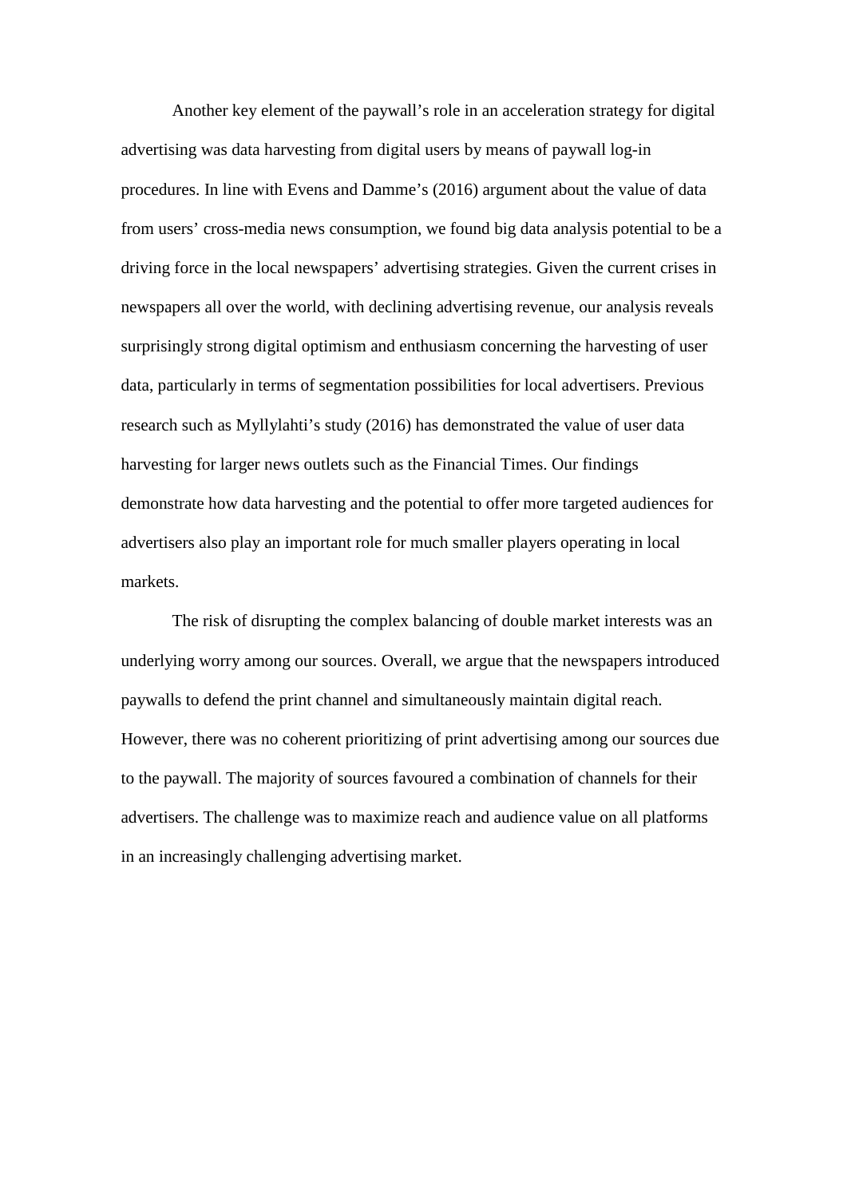Another key element of the paywall's role in an acceleration strategy for digital advertising was data harvesting from digital users by means of paywall log-in procedures. In line with Evens and Damme's (2016) argument about the value of data from users' cross-media news consumption, we found big data analysis potential to be a driving force in the local newspapers' advertising strategies. Given the current crises in newspapers all over the world, with declining advertising revenue, our analysis reveals surprisingly strong digital optimism and enthusiasm concerning the harvesting of user data, particularly in terms of segmentation possibilities for local advertisers. Previous research such as Myllylahti's study (2016) has demonstrated the value of user data harvesting for larger news outlets such as the Financial Times. Our findings demonstrate how data harvesting and the potential to offer more targeted audiences for advertisers also play an important role for much smaller players operating in local markets.

The risk of disrupting the complex balancing of double market interests was an underlying worry among our sources. Overall, we argue that the newspapers introduced paywalls to defend the print channel and simultaneously maintain digital reach. However, there was no coherent prioritizing of print advertising among our sources due to the paywall. The majority of sources favoured a combination of channels for their advertisers. The challenge was to maximize reach and audience value on all platforms in an increasingly challenging advertising market.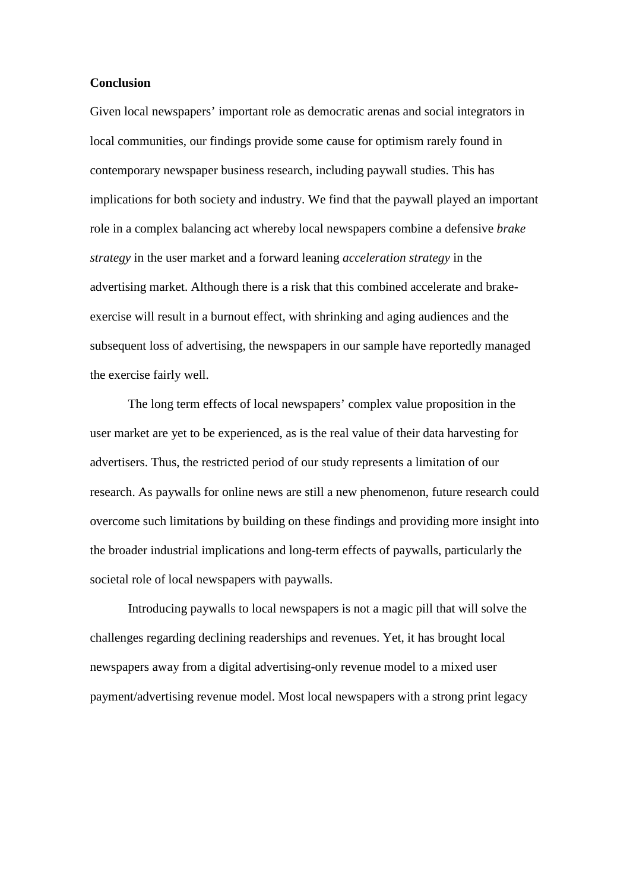**Conclusion**

Given local newspapers' important role as democratic arenas and social integrators in local communities, our findings provide some cause for optimism rarely found in contemporary newspaper business research, including paywall studies. This has implications for both society and industry. We find that the paywall played an important role in a complex balancing act whereby local newspapers combine a defensive *brake strategy* in the user market and a forward leaning *acceleration strategy* in the advertising market. Although there is a risk that this combined accelerate and brake-exercise will result in a burnout effect, with shrinking and aging audiences and the subsequent loss of advertising, the newspapers in our sample have reportedly managed the exercise fairly well.

The long term effects of local newspapers' complex value proposition in the user market are yet to be experienced, as is the real value of their data harvesting for advertisers. Thus, the restricted period of our study represents a limitation of our research. As paywalls for online news are still a new phenomenon, future research could overcome such limitations by building on these findings and providing more insight into the broader industrial implications and long-term effects of paywalls, particularly the societal role of local newspapers with paywalls.

Introducing paywalls to local newspapers is not a magic pill that will solve the challenges regarding declining readerships and revenues. Yet, it has brought local newspapers away from a digital advertising-only revenue model to a mixed user payment/advertising revenue model. Most local newspapers with a strong print legacy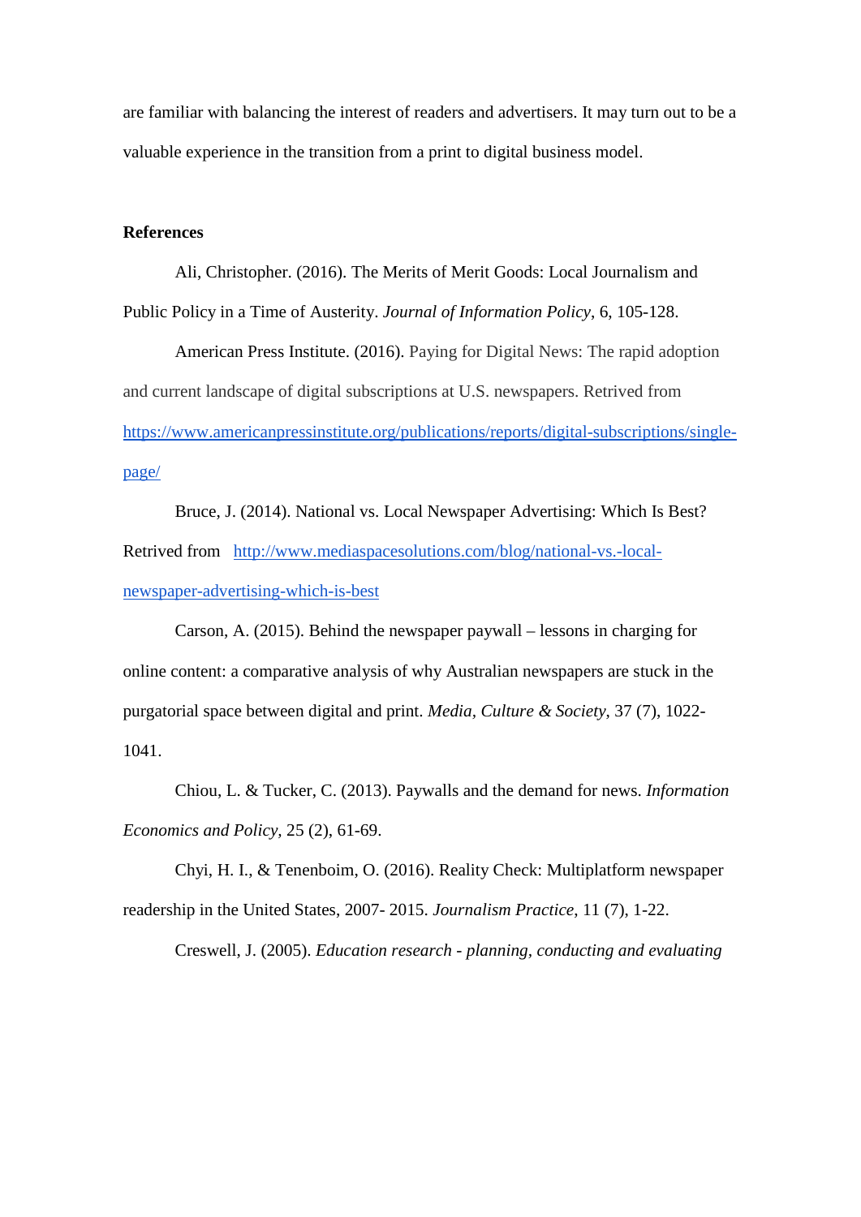are familiar with balancing the interest of readers and advertisers. It may turn out to be a valuable experience in the transition from a print to digital business model.

**References**

Ali, Christopher. (2016). The Merits of Merit Goods: Local Journalism and Public Policy in a Time of Austerity. *Journal of Information Policy*, 6, 105-128.

American Press Institute. (2016). Paying for Digital News: The rapid adoption and current landscape of digital subscriptions at U.S. newspapers. Retrived from https://www.americanpressinstitute.org/publications/reports/digital-subscriptions/single-page/

Bruce, J. (2014). National vs. Local Newspaper Advertising: Which Is Best? Retrived from http://www.mediaspacesolutions.com/blog/national-vs.-local-newspaper-advertising-which-is-best

Carson, A. (2015). Behind the newspaper paywall – lessons in charging for online content: a comparative analysis of why Australian newspapers are stuck in the purgatorial space between digital and print. *Media, Culture & Society*, 37 (7), 1022-1041.

Chiou, L. & Tucker, C. (2013). Paywalls and the demand for news. *Information Economics and Policy*, 25 (2), 61-69.

Chyi, H. I., & Tenenboim, O. (2016). Reality Check: Multiplatform newspaper readership in the United States, 2007- 2015. *Journalism Practice*, 11 (7), 1-22.

Creswell, J. (2005). *Education research - planning, conducting and evaluating*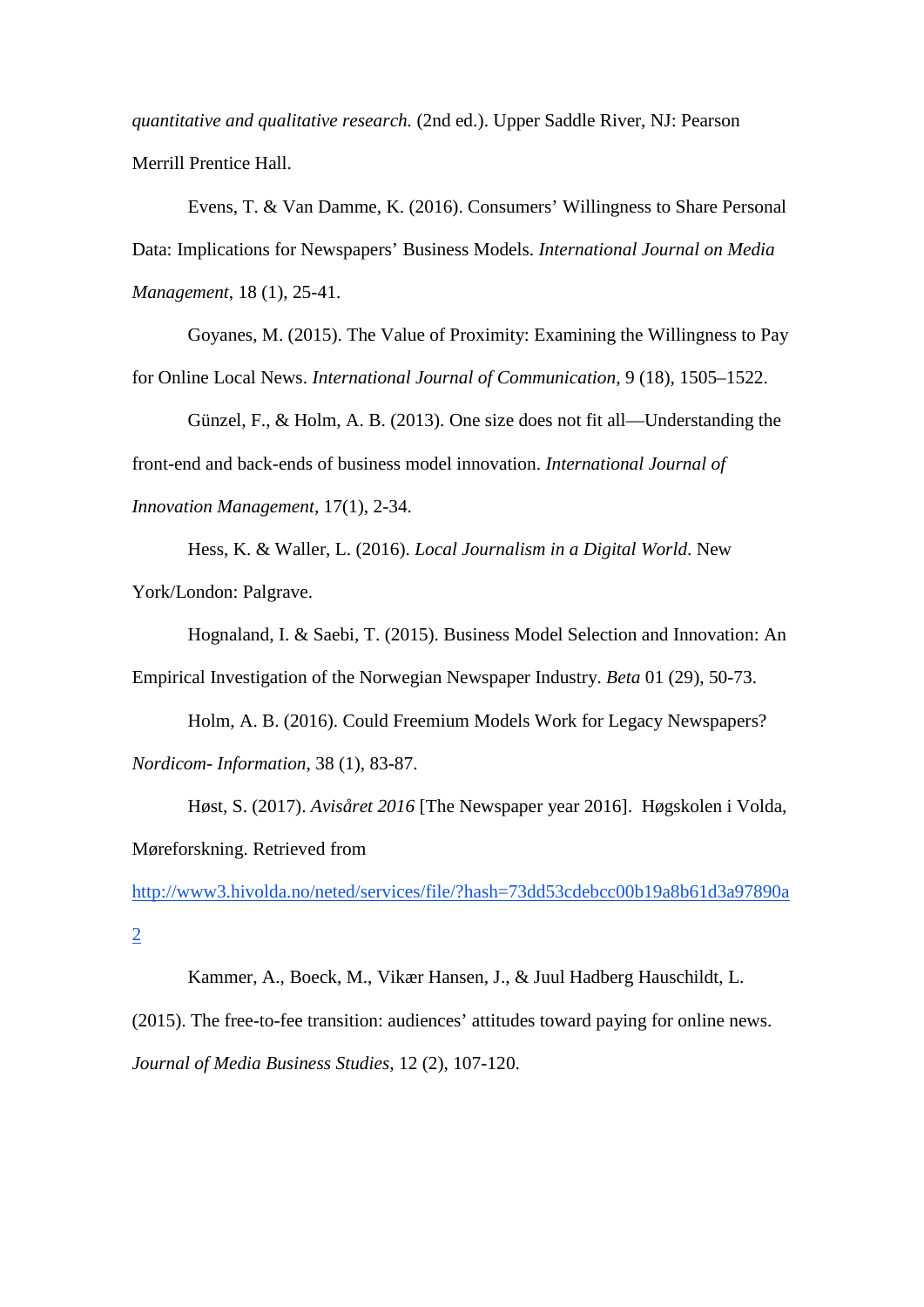*quantitative and qualitative research.* (2nd ed.). Upper Saddle River, NJ: Pearson Merrill Prentice Hall.

Evens, T. & Van Damme, K. (2016). Consumers' Willingness to Share Personal Data: Implications for Newspapers' Business Models. *International Journal on Media Management*, 18 (1), 25-41.

Goyanes, M. (2015). The Value of Proximity: Examining the Willingness to Pay for Online Local News. *International Journal of Communication*, 9 (18), 1505–1522.

Günzel, F., & Holm, A. B. (2013). One size does not fit all—Understanding the front-end and back-ends of business model innovation. *International Journal of Innovation Management*, 17(1), 2-34.

Hess, K. & Waller, L. (2016). *Local Journalism in a Digital World*. New York/London: Palgrave.

Hognaland, I. & Saebi, T. (2015). Business Model Selection and Innovation: An Empirical Investigation of the Norwegian Newspaper Industry. *Beta* 01 (29), 50-73.

Holm, A. B. (2016). Could Freemium Models Work for Legacy Newspapers? *Nordicom- Information*, 38 (1), 83-87.

Høst, S. (2017). *Avisåret 2016* [The Newspaper year 2016]. Høgskolen i Volda, Møreforskning. Retrieved from http://www3.hivolda.no/neted/services/file/?hash=73dd53cdebcc00b19a8b61d3a97890a2

Kammer, A., Boeck, M., Vikær Hansen, J., & Juul Hadberg Hauschildt, L. (2015). The free-to-fee transition: audiences' attitudes toward paying for online news. *Journal of Media Business Studies*, 12 (2), 107-120.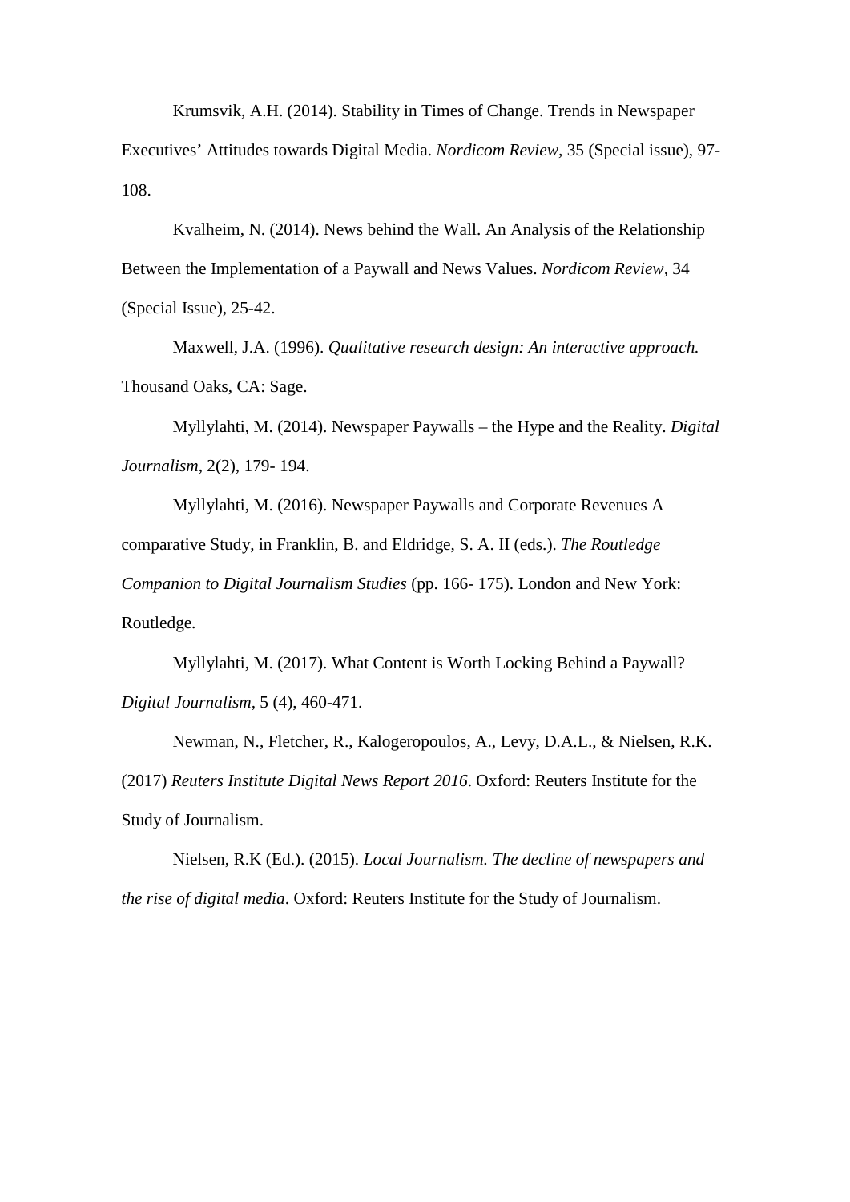Krumsvik, A.H. (2014). Stability in Times of Change. Trends in Newspaper Executives' Attitudes towards Digital Media. *Nordicom Review*, 35 (Special issue), 97-108.

Kvalheim, N. (2014). News behind the Wall. An Analysis of the Relationship Between the Implementation of a Paywall and News Values. *Nordicom Review*, 34 (Special Issue), 25-42.

Maxwell, J.A. (1996). *Qualitative research design: An interactive approach.* Thousand Oaks, CA: Sage.

Myllylahti, M. (2014). Newspaper Paywalls – the Hype and the Reality. *Digital Journalism*, 2(2), 179- 194.

Myllylahti, M. (2016). Newspaper Paywalls and Corporate Revenues A comparative Study, in Franklin, B. and Eldridge, S. A. II (eds.). *The Routledge Companion to Digital Journalism Studies* (pp. 166- 175). London and New York: Routledge.

Myllylahti, M. (2017). What Content is Worth Locking Behind a Paywall? *Digital Journalism*, 5 (4), 460-471.

Newman, N., Fletcher, R., Kalogeropoulos, A., Levy, D.A.L., & Nielsen, R.K. (2017) *Reuters Institute Digital News Report 2016*. Oxford: Reuters Institute for the Study of Journalism.

Nielsen, R.K (Ed.). (2015). *Local Journalism. The decline of newspapers and the rise of digital media*. Oxford: Reuters Institute for the Study of Journalism.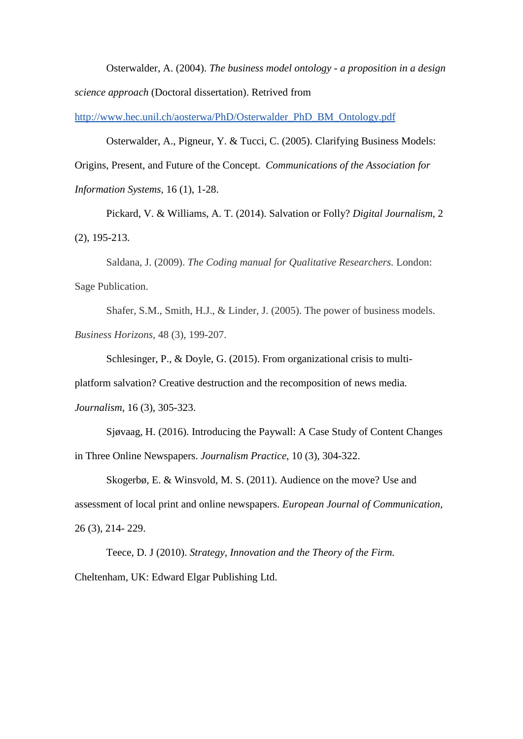Osterwalder, A. (2004). *The business model ontology - a proposition in a design science approach* (Doctoral dissertation). Retrived from http://www.hec.unil.ch/aosterwa/PhD/Osterwalder_PhD_BM_Ontology.pdf

Osterwalder, A., Pigneur, Y. & Tucci, C. (2005). Clarifying Business Models: Origins, Present, and Future of the Concept. *Communications of the Association for Information Systems*, 16 (1), 1-28.

Pickard, V. & Williams, A. T. (2014). Salvation or Folly? *Digital Journalism*, 2 (2), 195-213.

Saldana, J. (2009). *The Coding manual for Qualitative Researchers.* London: Sage Publication.

Shafer, S.M., Smith, H.J., & Linder, J. (2005). The power of business models. *Business Horizons*, 48 (3), 199-207.

Schlesinger, P., & Doyle, G. (2015). From organizational crisis to multi-platform salvation? Creative destruction and the recomposition of news media. *Journalism*, 16 (3), 305-323.

Sjøvaag, H. (2016). Introducing the Paywall: A Case Study of Content Changes in Three Online Newspapers. *Journalism Practice*, 10 (3), 304-322.

Skogerbø, E. & Winsvold, M. S. (2011). Audience on the move? Use and assessment of local print and online newspapers. *European Journal of Communication*, 26 (3), 214- 229.

Teece, D. J (2010). *Strategy, Innovation and the Theory of the Firm.* Cheltenham, UK: Edward Elgar Publishing Ltd.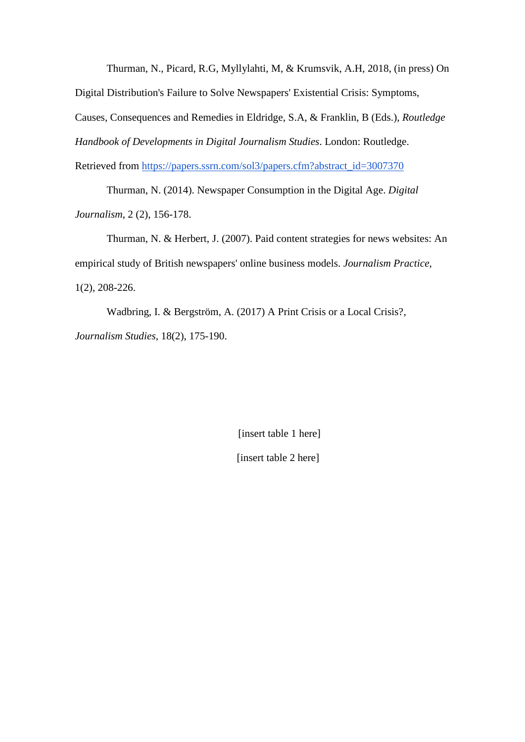Thurman, N., Picard, R.G, Myllylahti, M, & Krumsvik, A.H, 2018, (in press) On Digital Distribution's Failure to Solve Newspapers' Existential Crisis: Symptoms, Causes, Consequences and Remedies in Eldridge, S.A, & Franklin, B (Eds.), *Routledge Handbook of Developments in Digital Journalism Studies*. London: Routledge. Retrieved from https://papers.ssrn.com/sol3/papers.cfm?abstract_id=3007370

Thurman, N. (2014). Newspaper Consumption in the Digital Age. *Digital Journalism*, 2 (2), 156-178.

Thurman, N. & Herbert, J. (2007). Paid content strategies for news websites: An empirical study of British newspapers' online business models. *Journalism Practice*, 1(2), 208-226.

Wadbring, I. & Bergström, A. (2017) A Print Crisis or a Local Crisis?, *Journalism Studies*, 18(2), 175-190.

[insert table 1 here]

[insert table 2 here]